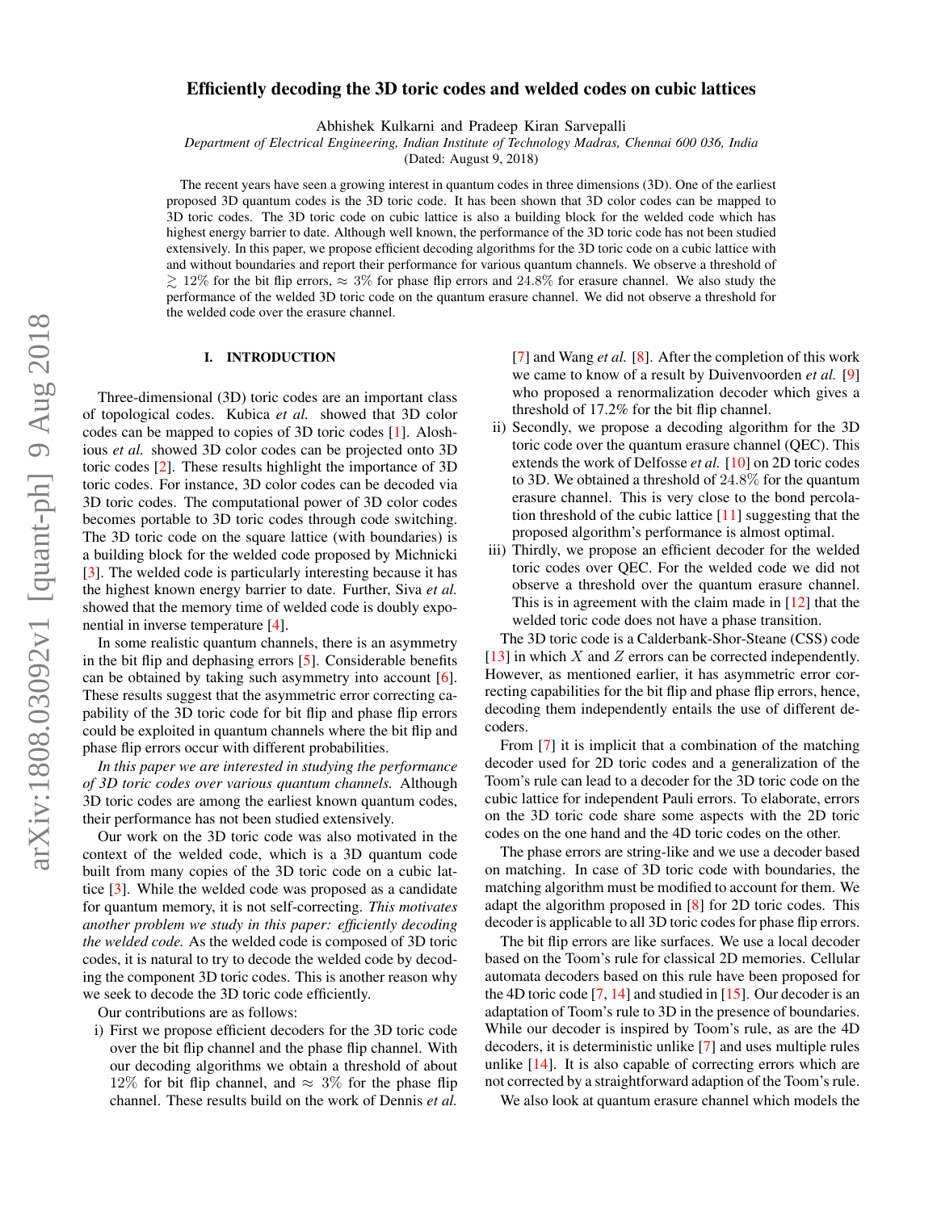# Efficiently decoding the 3D toric codes and welded codes on cubic lattices

Abhishek Kulkarni and Pradeep Kiran Sarvepalli

*Department of Electrical Engineering, Indian Institute of Technology Madras, Chennai 600 036, India*

(Dated: August 9, 2018)

The recent years have seen a growing interest in quantum codes in three dimensions (3D). One of the earliest proposed 3D quantum codes is the 3D toric code. It has been shown that 3D color codes can be mapped to 3D toric codes. The 3D toric code on cubic lattice is also a building block for the welded code which has highest energy barrier to date. Although well known, the performance of the 3D toric code has not been studied extensively. In this paper, we propose efficient decoding algorithms for the 3D toric code on a cubic lattice with and without boundaries and report their performance for various quantum channels. We observe a threshold of $\gtrsim 12\%$ for the bit flip errors, $\approx 3\%$ for phase flip errors and $24.8\%$ for erasure channel. We also study the performance of the welded 3D toric code on the quantum erasure channel. We did not observe a threshold for the welded code over the erasure channel.

## I. INTRODUCTION

Three-dimensional (3D) toric codes are an important class of topological codes. Kubica *et al.* showed that 3D color codes can be mapped to copies of 3D toric codes [1]. Aloshious *et al.* showed 3D color codes can be projected onto 3D toric codes [2]. These results highlight the importance of 3D toric codes. For instance, 3D color codes can be decoded via 3D toric codes. The computational power of 3D color codes becomes portable to 3D toric codes through code switching. The 3D toric code on the square lattice (with boundaries) is a building block for the welded code proposed by Michnicki [3]. The welded code is particularly interesting because it has the highest known energy barrier to date. Further, Siva *et al.* showed that the memory time of welded code is doubly exponential in inverse temperature [4].

In some realistic quantum channels, there is an asymmetry in the bit flip and dephasing errors [5]. Considerable benefits can be obtained by taking such asymmetry into account [6]. These results suggest that the asymmetric error correcting capability of the 3D toric code for bit flip and phase flip errors could be exploited in quantum channels where the bit flip and phase flip errors occur with different probabilities.

*In this paper we are interested in studying the performance of 3D toric codes over various quantum channels.* Although 3D toric codes are among the earliest known quantum codes, their performance has not been studied extensively.

Our work on the 3D toric code was also motivated in the context of the welded code, which is a 3D quantum code built from many copies of the 3D toric code on a cubic lattice [3]. While the welded code was proposed as a candidate for quantum memory, it is not self-correcting. *This motivates another problem we study in this paper: efficiently decoding the welded code.* As the welded code is composed of 3D toric codes, it is natural to try to decode the welded code by decoding the component 3D toric codes. This is another reason why we seek to decode the 3D toric code efficiently.

Our contributions are as follows:

i) First we propose efficient decoders for the 3D toric code over the bit flip channel and the phase flip channel. With our decoding algorithms we obtain a threshold of about $12\%$ for bit flip channel, and $\approx 3\%$ for the phase flip channel. These results build on the work of Dennis *et al.* [7] and Wang *et al.* [8]. After the completion of this work we came to know of a result by Duivenvoorden *et al.* [9] who proposed a renormalization decoder which gives a threshold of $17.2\%$ for the bit flip channel.
ii) Secondly, we propose a decoding algorithm for the 3D toric code over the quantum erasure channel (QEC). This extends the work of Delfosse *et al.* [10] on 2D toric codes to 3D. We obtained a threshold of $24.8\%$ for the quantum erasure channel. This is very close to the bond percolation threshold of the cubic lattice [11] suggesting that the proposed algorithm's performance is almost optimal.
iii) Thirdly, we propose an efficient decoder for the welded toric codes over QEC. For the welded code we did not observe a threshold over the quantum erasure channel. This is in agreement with the claim made in [12] that the welded toric code does not have a phase transition.

The 3D toric code is a Calderbank-Shor-Steane (CSS) code [13] in which $X$ and $Z$ errors can be corrected independently. However, as mentioned earlier, it has asymmetric error correcting capabilities for the bit flip and phase flip errors, hence, decoding them independently entails the use of different decoders.

From [7] it is implicit that a combination of the matching decoder used for 2D toric codes and a generalization of the Toom's rule can lead to a decoder for the 3D toric code on the cubic lattice for independent Pauli errors. To elaborate, errors on the 3D toric code share some aspects with the 2D toric codes on the one hand and the 4D toric codes on the other.

The phase errors are string-like and we use a decoder based on matching. In case of 3D toric code with boundaries, the matching algorithm must be modified to account for them. We adapt the algorithm proposed in [8] for 2D toric codes. This decoder is applicable to all 3D toric codes for phase flip errors.

The bit flip errors are like surfaces. We use a local decoder based on the Toom's rule for classical 2D memories. Cellular automata decoders based on this rule have been proposed for the 4D toric code [7, 14] and studied in [15]. Our decoder is an adaptation of Toom's rule to 3D in the presence of boundaries. While our decoder is inspired by Toom's rule, as are the 4D decoders, it is deterministic unlike [7] and uses multiple rules unlike [14]. It is also capable of correcting errors which are not corrected by a straightforward adaption of the Toom's rule.

We also look at quantum erasure channel which models the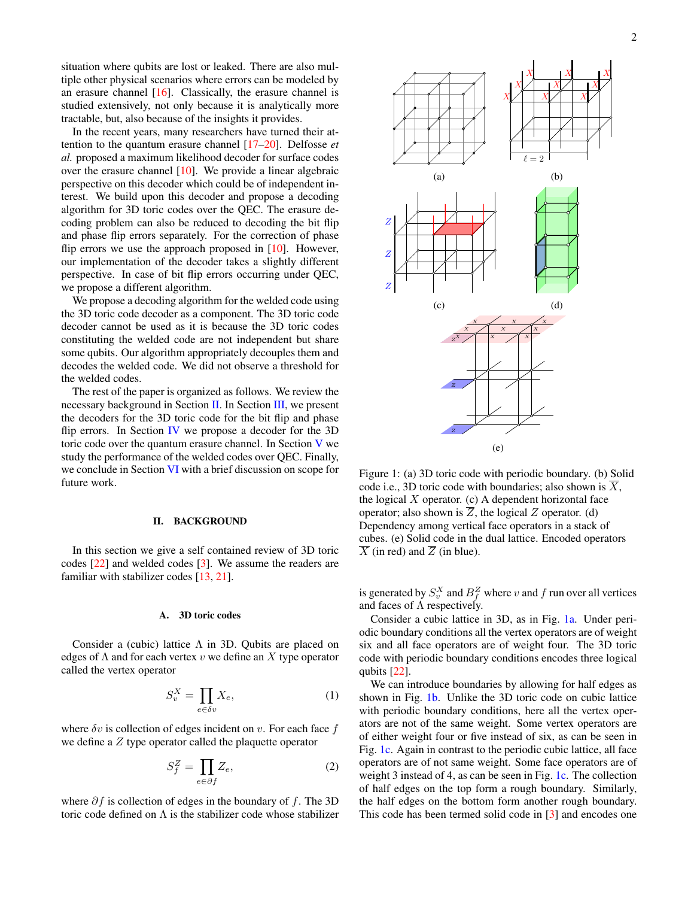situation where qubits are lost or leaked. There are also multiple other physical scenarios where errors can be modeled by an erasure channel [16]. Classically, the erasure channel is studied extensively, not only because it is analytically more tractable, but, also because of the insights it provides.

In the recent years, many researchers have turned their attention to the quantum erasure channel [17–20]. Delfosse *et al.* proposed a maximum likelihood decoder for surface codes over the erasure channel [10]. We provide a linear algebraic perspective on this decoder which could be of independent interest. We build upon this decoder and propose a decoding algorithm for 3D toric codes over the QEC. The erasure decoding problem can also be reduced to decoding the bit flip and phase flip errors separately. For the correction of phase flip errors we use the approach proposed in [10]. However, our implementation of the decoder takes a slightly different perspective. In case of bit flip errors occurring under QEC, we propose a different algorithm.

We propose a decoding algorithm for the welded code using the 3D toric code decoder as a component. The 3D toric code decoder cannot be used as it is because the 3D toric codes constituting the welded code are not independent but share some qubits. Our algorithm appropriately decouples them and decodes the welded code. We did not observe a threshold for the welded codes.

The rest of the paper is organized as follows. We review the necessary background in Section II. In Section III, we present the decoders for the 3D toric code for the bit flip and phase flip errors. In Section IV we propose a decoder for the 3D toric code over the quantum erasure channel. In Section V we study the performance of the welded codes over QEC. Finally, we conclude in Section VI with a brief discussion on scope for future work.

## II. BACKGROUND

In this section we give a self contained review of 3D toric codes [22] and welded codes [3]. We assume the readers are familiar with stabilizer codes [13, 21].

### A. 3D toric codes

Consider a (cubic) lattice $\Lambda$ in 3D. Qubits are placed on edges of $\Lambda$ and for each vertex $v$ we define an $X$ type operator called the vertex operator

$$S_v^X = \prod_{e \in \delta v} X_e, \tag{1}$$

where $\delta v$ is collection of edges incident on $v$. For each face $f$ we define a $Z$ type operator called the plaquette operator

$$S_f^Z = \prod_{e \in \partial f} Z_e, \tag{2}$$

where $\partial f$ is collection of edges in the boundary of $f$. The 3D toric code defined on $\Lambda$ is the stabilizer code whose stabilizer is generated by $S_v^X$ and $B_f^Z$ where $v$ and $f$ run over all vertices and faces of $\Lambda$ respectively.

Figure 1: (a) 3D toric code with periodic boundary. (b) Solid code i.e., 3D toric code with boundaries; also shown is $\overline{X}$, the logical $X$ operator. (c) A dependent horizontal face operator; also shown is $\overline{Z}$, the logical $Z$ operator. (d) Dependency among vertical face operators in a stack of cubes. (e) Solid code in the dual lattice. Encoded operators $\overline{X}$ (in red) and $\overline{Z}$ (in blue).

Consider a cubic lattice in 3D, as in Fig. 1a. Under periodic boundary conditions all the vertex operators are of weight six and all face operators are of weight four. The 3D toric code with periodic boundary conditions encodes three logical qubits [22].

We can introduce boundaries by allowing for half edges as shown in Fig. 1b. Unlike the 3D toric code on cubic lattice with periodic boundary conditions, here all the vertex operators are not of the same weight. Some vertex operators are of either weight four or five instead of six, as can be seen in Fig. 1c. Again in contrast to the periodic cubic lattice, all face operators are of not same weight. Some face operators are of weight 3 instead of 4, as can be seen in Fig. 1c. The collection of half edges on the top form a rough boundary. Similarly, the half edges on the bottom form another rough boundary. This code has been termed solid code in [3] and encodes one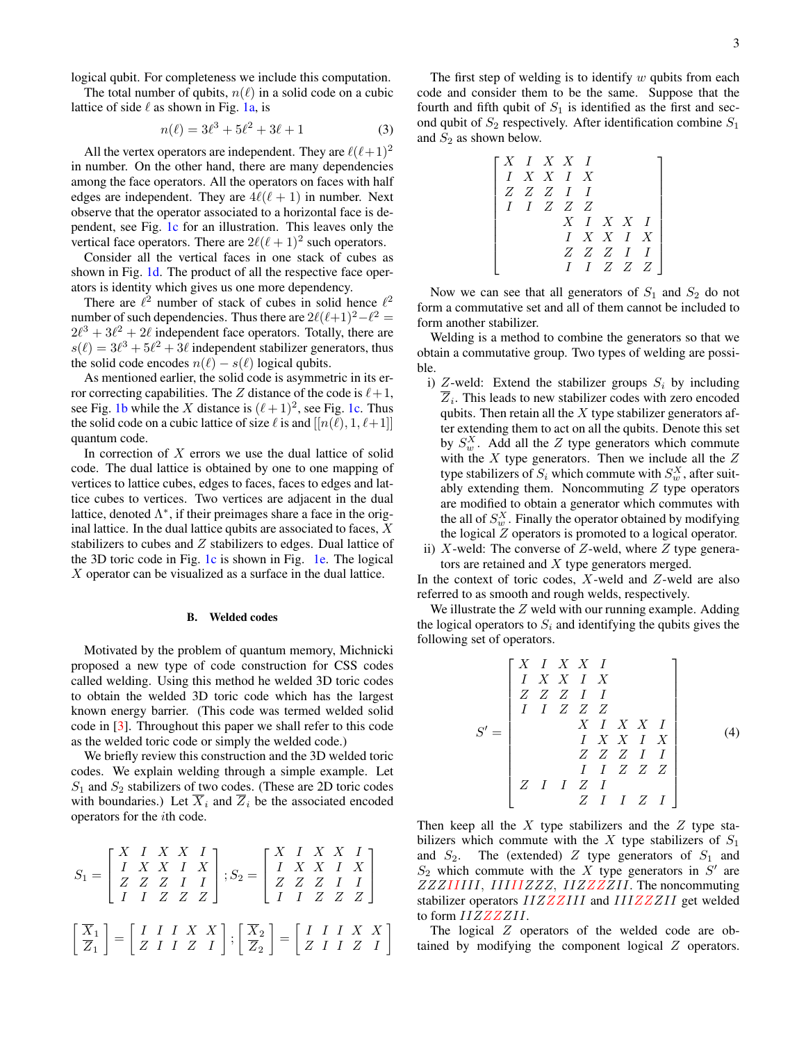logical qubit. For completeness we include this computation.

The total number of qubits, $n(\ell)$ in a solid code on a cubic lattice of side $\ell$ as shown in Fig. 1a, is

$$n(\ell) = 3\ell^3 + 5\ell^2 + 3\ell + 1 \quad (3)$$

All the vertex operators are independent. They are $\ell(\ell+1)^2$ in number. On the other hand, there are many dependencies among the face operators. All the operators on faces with half edges are independent. They are $4\ell(\ell+1)$ in number. Next observe that the operator associated to a horizontal face is dependent, see Fig. 1c for an illustration. This leaves only the vertical face operators. There are $2\ell(\ell+1)^2$ such operators.

Consider all the vertical faces in one stack of cubes as shown in Fig. 1d. The product of all the respective face operators is identity which gives us one more dependency.

There are $\ell^2$ number of stack of cubes in solid hence $\ell^2$ number of such dependencies. Thus there are $2\ell(\ell+1)^2 - \ell^2 = 2\ell^3 + 3\ell^2 + 2\ell$ independent face operators. Totally, there are $s(\ell) = 3\ell^3 + 5\ell^2 + 3\ell$ independent stabilizer generators, thus the solid code encodes $n(\ell) - s(\ell)$ logical qubits.

As mentioned earlier, the solid code is asymmetric in its error correcting capabilities. The $Z$ distance of the code is $\ell+1$, see Fig. 1b while the $X$ distance is $(\ell+1)^2$, see Fig. 1c. Thus the solid code on a cubic lattice of size $\ell$ is and $[[n(\ell), 1, \ell+1]]$ quantum code.

In correction of $X$ errors we use the dual lattice of solid code. The dual lattice is obtained by one to one mapping of vertices to lattice cubes, edges to faces, faces to edges and lattice cubes to vertices. Two vertices are adjacent in the dual lattice, denoted $\Lambda^*$, if their preimages share a face in the original lattice. In the dual lattice qubits are associated to faces, $X$ stabilizers to cubes and $Z$ stabilizers to edges. Dual lattice of the 3D toric code in Fig. 1c is shown in Fig. 1e. The logical $X$ operator can be visualized as a surface in the dual lattice.

### B. Welded codes

Motivated by the problem of quantum memory, Michnicki proposed a new type of code construction for CSS codes called welding. Using this method he welded 3D toric codes to obtain the welded 3D toric code which has the largest known energy barrier. (This code was termed welded solid code in [3]. Throughout this paper we shall refer to this code as the welded toric code or simply the welded code.)

We briefly review this construction and the 3D welded toric codes. We explain welding through a simple example. Let $S_1$ and $S_2$ stabilizers of two codes. (These are 2D toric codes with boundaries.) Let $\overline{X}_i$ and $\overline{Z}_i$ be the associated encoded operators for the $i$th code.

$$S_1 = \begin{bmatrix} X & I & X & X & I \\ I & X & X & I & X \\ Z & Z & Z & I & I \\ I & I & Z & Z & Z \end{bmatrix}; S_2 = \begin{bmatrix} X & I & X & X & I \\ I & X & X & I & X \\ Z & Z & Z & I & I \\ I & I & Z & Z & Z \end{bmatrix}$$

$$\begin{bmatrix} \overline{X}_1 \\ \overline{Z}_1 \end{bmatrix} = \begin{bmatrix} I & I & I & X & X \\ Z & I & I & Z & I \end{bmatrix}; \begin{bmatrix} \overline{X}_2 \\ \overline{Z}_2 \end{bmatrix} = \begin{bmatrix} I & I & I & X & X \\ Z & I & I & Z & I \end{bmatrix}$$

The first step of welding is to identify $w$ qubits from each code and consider them to be the same. Suppose that the fourth and fifth qubit of $S_1$ is identified as the first and second qubit of $S_2$ respectively. After identification combine $S_1$ and $S_2$ as shown below.

$$\begin{bmatrix} X & I & X & X & I & & & \\ I & X & X & I & X & & & \\ Z & Z & Z & I & I & & & \\ I & I & Z & Z & Z & & & \\ & & & X & I & X & X & I \\ & & & I & X & X & I & X \\ & & & Z & Z & Z & I & I \\ & & & I & I & Z & Z & Z \end{bmatrix}$$

Now we can see that all generators of $S_1$ and $S_2$ do not form a commutative set and all of them cannot be included to form another stabilizer.

Welding is a method to combine the generators so that we obtain a commutative group. Two types of welding are possible.

i) $Z$-weld: Extend the stabilizer groups $S_i$ by including $\overline{Z}_i$. This leads to new stabilizer codes with zero encoded qubits. Then retain all the $X$ type stabilizer generators after extending them to act on all the qubits. Denote this set by $S_w^X$. Add all the $Z$ type generators which commute with the $X$ type generators. Then we include all the $Z$ type stabilizers of $S_i$ which commute with $S_w^X$, after suitably extending them. Noncommuting $Z$ type operators are modified to obtain a generator which commutes with the all of $S_w^X$. Finally the operator obtained by modifying the logical $Z$ operators is promoted to a logical operator.

ii) $X$-weld: The converse of $Z$-weld, where $Z$ type generators are retained and $X$ type generators merged.

In the context of toric codes, $X$-weld and $Z$-weld are also referred to as smooth and rough welds, respectively.

We illustrate the $Z$ weld with our running example. Adding the logical operators to $S_i$ and identifying the qubits gives the following set of operators.

$$S' = \begin{bmatrix} X & I & X & X & I & & & \\ I & X & X & I & X & & & \\ Z & Z & Z & I & I & & & \\ I & I & Z & Z & Z & & & \\ & & & X & I & X & X & I \\ & & & I & X & X & I & X \\ & & & Z & Z & Z & I & I \\ & & & I & I & Z & Z & Z \\ Z & I & I & Z & I & & & \\ & & & Z & I & I & Z & I \end{bmatrix} \quad (4)$$

Then keep all the $X$ type stabilizers and the $Z$ type stabilizers which commute with the $X$ type stabilizers of $S_1$ and $S_2$. The (extended) $Z$ type generators of $S_1$ and $S_2$ which commute with the $X$ type generators in $S'$ are $ZZZIIIII$, $IIIIIZZZ$, $IIZZZZII$. The noncommuting stabilizer operators $IIZZZIII$ and $IIIZZZII$ get welded to form $IIZZZZII$.

The logical $Z$ operators of the welded code are obtained by modifying the component logical $Z$ operators.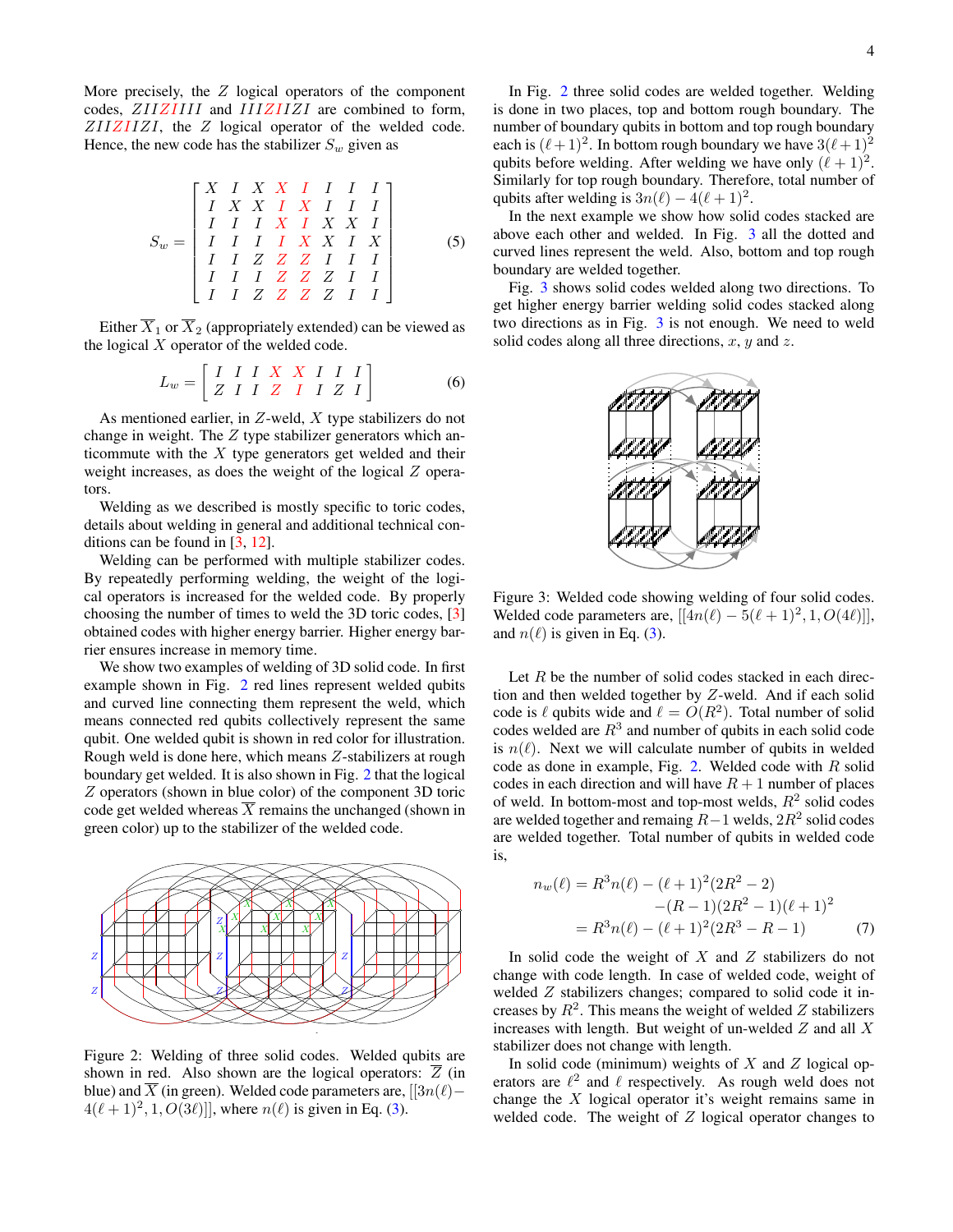More precisely, the $Z$ logical operators of the component codes, $ZIIZIIII$ and $IIIZIIZI$ are combined to form, $ZIIZIIZI$, the $Z$ logical operator of the welded code. Hence, the new code has the stabilizer $S_w$ given as

$$S_w = \begin{bmatrix} X & I & X & X & I & I & I & I \\ I & X & X & I & X & I & I & I \\ I & I & I & X & I & X & X & I \\ I & I & I & I & X & X & I & X \\ I & I & Z & Z & Z & I & I & I \\ I & I & I & Z & Z & Z & I & I \\ I & I & Z & Z & Z & Z & I & I \end{bmatrix} \tag{5}$$

Either $\overline{X}_1$ or $\overline{X}_2$ (appropriately extended) can be viewed as the logical $X$ operator of the welded code.

$$L_w = \begin{bmatrix} I & I & I & X & X & I & I & I \\ Z & I & I & Z & I & I & Z & I \end{bmatrix} \tag{6}$$

As mentioned earlier, in $Z$-weld, $X$ type stabilizers do not change in weight. The $Z$ type stabilizer generators which anticommute with the $X$ type generators get welded and their weight increases, as does the weight of the logical $Z$ operators.

Welding as we described is mostly specific to toric codes, details about welding in general and additional technical conditions can be found in [3, 12].

Welding can be performed with multiple stabilizer codes. By repeatedly performing welding, the weight of the logical operators is increased for the welded code. By properly choosing the number of times to weld the 3D toric codes, [3] obtained codes with higher energy barrier. Higher energy barrier ensures increase in memory time.

We show two examples of welding of 3D solid code. In first example shown in Fig. 2 red lines represent welded qubits and curved line connecting them represent the weld, which means connected red qubits collectively represent the same qubit. One welded qubit is shown in red color for illustration. Rough weld is done here, which means $Z$-stabilizers at rough boundary get welded. It is also shown in Fig. 2 that the logical $Z$ operators (shown in blue color) of the component 3D toric code get welded whereas $\overline{X}$ remains the unchanged (shown in green color) up to the stabilizer of the welded code.

Figure 2: Welding of three solid codes. Welded qubits are shown in red. Also shown are the logical operators: $\overline{Z}$ (in blue) and $\overline{X}$ (in green). Welded code parameters are, $[[3n(\ell) - 4(\ell+1)^2, 1, O(3\ell)]]$, where $n(\ell)$ is given in Eq. (3).

In Fig. 2 three solid codes are welded together. Welding is done in two places, top and bottom rough boundary. The number of boundary qubits in bottom and top rough boundary each is $(\ell+1)^2$. In bottom rough boundary we have $3(\ell+1)^2$ qubits before welding. After welding we have only $(\ell+1)^2$. Similarly for top rough boundary. Therefore, total number of qubits after welding is $3n(\ell) - 4(\ell+1)^2$.

In the next example we show how solid codes stacked are above each other and welded. In Fig. 3 all the dotted and curved lines represent the weld. Also, bottom and top rough boundary are welded together.

Fig. 3 shows solid codes welded along two directions. To get higher energy barrier welding solid codes stacked along two directions as in Fig. 3 is not enough. We need to weld solid codes along all three directions, $x$, $y$ and $z$.

Figure 3: Welded code showing welding of four solid codes. Welded code parameters are, $[[4n(\ell) - 5(\ell+1)^2, 1, O(4\ell)]]$, and $n(\ell)$ is given in Eq. (3).

Let $R$ be the number of solid codes stacked in each direction and then welded together by $Z$-weld. And if each solid code is $\ell$ qubits wide and $\ell = O(R^2)$. Total number of solid codes welded are $R^3$ and number of qubits in each solid code is $n(\ell)$. Next we will calculate number of qubits in welded code as done in example, Fig. 2. Welded code with $R$ solid codes in each direction and will have $R+1$ number of places of weld. In bottom-most and top-most welds, $R^2$ solid codes are welded together and remaing $R-1$ welds, $2R^2$ solid codes are welded together. Total number of qubits in welded code is,

$$\begin{aligned} n_w(\ell) &= R^3 n(\ell) - (\ell+1)^2(2R^2 - 2) \\ &\quad - (R-1)(2R^2-1)(\ell+1)^2 \\ &= R^3 n(\ell) - (\ell+1)^2(2R^3 - R - 1) \end{aligned} \tag{7}$$

In solid code the weight of $X$ and $Z$ stabilizers do not change with code length. In case of welded code, weight of welded $Z$ stabilizers changes; compared to solid code it increases by $R^2$. This means the weight of welded $Z$ stabilizers increases with length. But weight of un-welded $Z$ and all $X$ stabilizer does not change with length.

In solid code (minimum) weights of $X$ and $Z$ logical operators are $\ell^2$ and $\ell$ respectively. As rough weld does not change the $X$ logical operator it's weight remains same in welded code. The weight of $Z$ logical operator changes to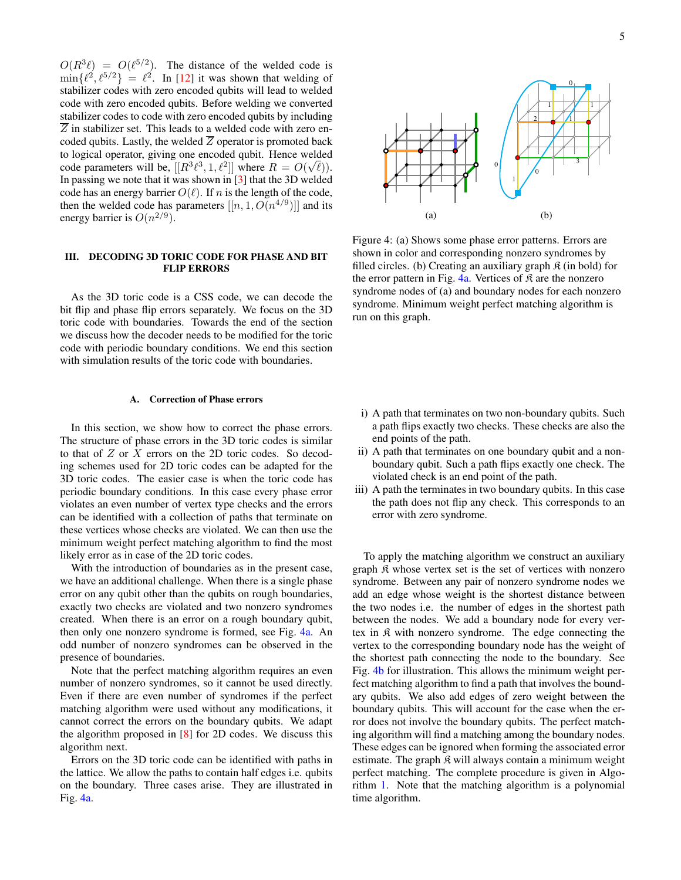$O(R^3\ell) = O(\ell^{5/2})$. The distance of the welded code is $\min\{\ell^2, \ell^{5/2}\} = \ell^2$. In [12] it was shown that welding of stabilizer codes with zero encoded qubits will lead to welded code with zero encoded qubits. Before welding we converted stabilizer codes to code with zero encoded qubits by including $\overline{Z}$ in stabilizer set. This leads to a welded code with zero encoded qubits. Lastly, the welded $\overline{Z}$ operator is promoted back to logical operator, giving one encoded qubit. Hence welded code parameters will be, $[[R^3\ell^3, 1, \ell^2]]$ where $R = O(\sqrt{\ell})$. In passing we note that it was shown in [3] that the 3D welded code has an energy barrier $O(\ell)$. If $n$ is the length of the code, then the welded code has parameters $[[n, 1, O(n^{4/9})]]$ and its energy barrier is $O(n^{2/9})$.

## III. DECODING 3D TORIC CODE FOR PHASE AND BIT FLIP ERRORS

As the 3D toric code is a CSS code, we can decode the bit flip and phase flip errors separately. We focus on the 3D toric code with boundaries. Towards the end of the section we discuss how the decoder needs to be modified for the toric code with periodic boundary conditions. We end this section with simulation results of the toric code with boundaries.

### A. Correction of Phase errors

In this section, we show how to correct the phase errors. The structure of phase errors in the 3D toric codes is similar to that of $Z$ or $X$ errors on the 2D toric codes. So decoding schemes used for 2D toric codes can be adapted for the 3D toric codes. The easier case is when the toric code has periodic boundary conditions. In this case every phase error violates an even number of vertex type checks and the errors can be identified with a collection of paths that terminate on these vertices whose checks are violated. We can then use the minimum weight perfect matching algorithm to find the most likely error as in case of the 2D toric codes.

With the introduction of boundaries as in the present case, we have an additional challenge. When there is a single phase error on any qubit other than the qubits on rough boundaries, exactly two checks are violated and two nonzero syndromes created. When there is an error on a rough boundary qubit, then only one nonzero syndrome is formed, see Fig. 4a. An odd number of nonzero syndromes can be observed in the presence of boundaries.

Note that the perfect matching algorithm requires an even number of nonzero syndromes, so it cannot be used directly. Even if there are even number of syndromes if the perfect matching algorithm were used without any modifications, it cannot correct the errors on the boundary qubits. We adapt the algorithm proposed in [8] for 2D codes. We discuss this algorithm next.

Errors on the 3D toric code can be identified with paths in the lattice. We allow the paths to contain half edges i.e. qubits on the boundary. Three cases arise. They are illustrated in Fig. 4a.

Figure 4: (a) Shows some phase error patterns. Errors are shown in color and corresponding nonzero syndromes by filled circles. (b) Creating an auxiliary graph $\mathfrak{K}$ (in bold) for the error pattern in Fig. 4a. Vertices of $\mathfrak{K}$ are the nonzero syndrome nodes of (a) and boundary nodes for each nonzero syndrome. Minimum weight perfect matching algorithm is run on this graph.

i) A path that terminates on two non-boundary qubits. Such a path flips exactly two checks. These checks are also the end points of the path.
ii) A path that terminates on one boundary qubit and a non-boundary qubit. Such a path flips exactly one check. The violated check is an end point of the path.
iii) A path the terminates in two boundary qubits. In this case the path does not flip any check. This corresponds to an error with zero syndrome.

To apply the matching algorithm we construct an auxiliary graph $\mathfrak{K}$ whose vertex set is the set of vertices with nonzero syndrome. Between any pair of nonzero syndrome nodes we add an edge whose weight is the shortest distance between the two nodes i.e. the number of edges in the shortest path between the nodes. We add a boundary node for every vertex in $\mathfrak{K}$ with nonzero syndrome. The edge connecting the vertex to the corresponding boundary node has the weight of the shortest path connecting the node to the boundary. See Fig. 4b for illustration. This allows the minimum weight perfect matching algorithm to find a path that involves the boundary qubits. We also add edges of zero weight between the boundary qubits. This will account for the case when the error does not involve the boundary qubits. The perfect matching algorithm will find a matching among the boundary nodes. These edges can be ignored when forming the associated error estimate. The graph $\mathfrak{K}$ will always contain a minimum weight perfect matching. The complete procedure is given in Algorithm 1. Note that the matching algorithm is a polynomial time algorithm.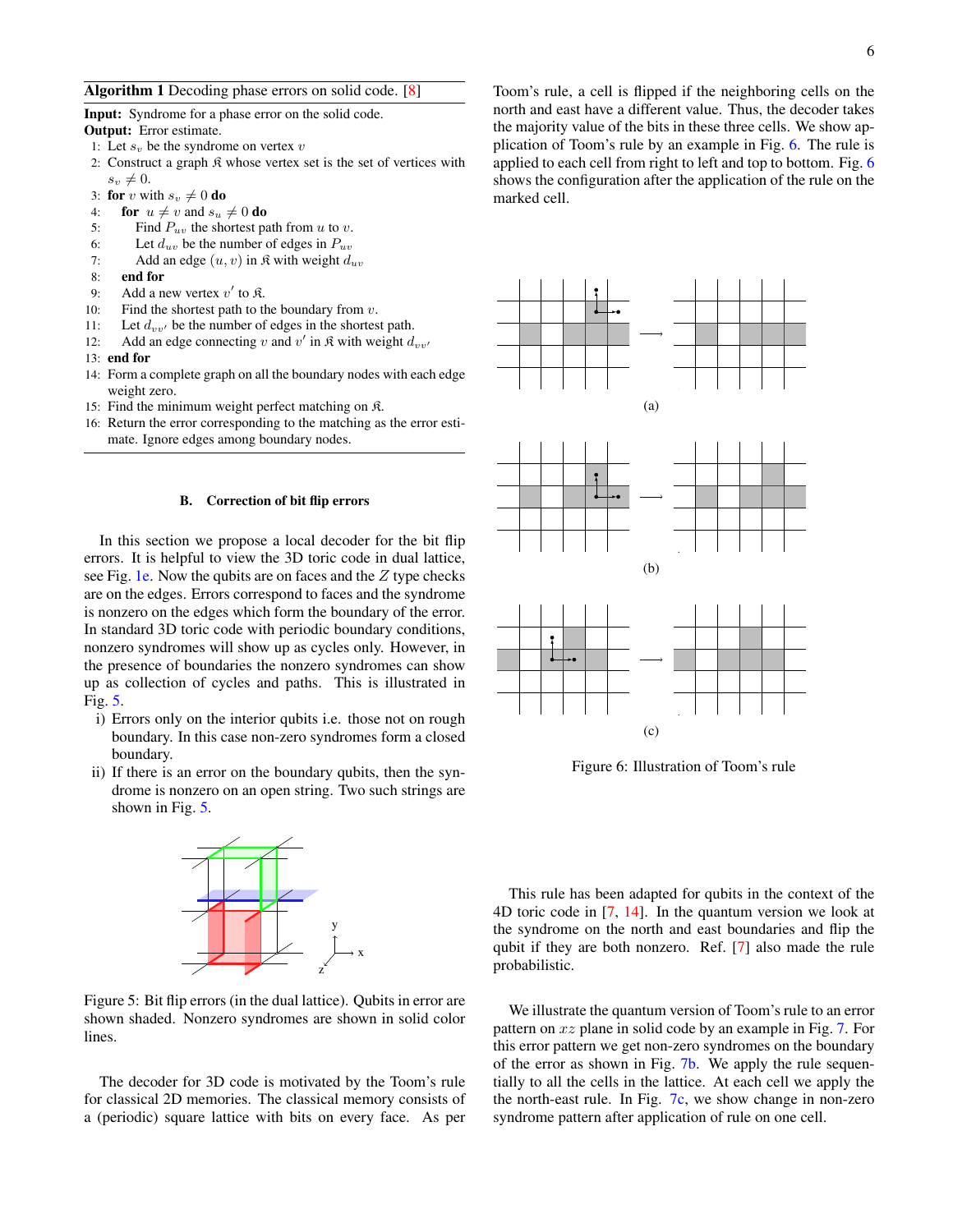**Algorithm 1** Decoding phase errors on solid code. [8]

**Input:** Syndrome for a phase error on the solid code.
**Output:** Error estimate.

1: Let $s_v$ be the syndrome on vertex $v$
2: Construct a graph $\mathfrak{K}$ whose vertex set is the set of vertices with $s_v \neq 0$.
3: **for** $v$ with $s_v \neq 0$ **do**
4: &nbsp;&nbsp;&nbsp;&nbsp;**for** $u \neq v$ and $s_u \neq 0$ **do**
5: &nbsp;&nbsp;&nbsp;&nbsp;&nbsp;&nbsp;&nbsp;&nbsp;Find $P_{uv}$ the shortest path from $u$ to $v$.
6: &nbsp;&nbsp;&nbsp;&nbsp;&nbsp;&nbsp;&nbsp;&nbsp;Let $d_{uv}$ be the number of edges in $P_{uv}$
7: &nbsp;&nbsp;&nbsp;&nbsp;&nbsp;&nbsp;&nbsp;&nbsp;Add an edge $(u, v)$ in $\mathfrak{K}$ with weight $d_{uv}$
8: &nbsp;&nbsp;&nbsp;&nbsp;**end for**
9: &nbsp;&nbsp;&nbsp;&nbsp;Add a new vertex $v'$ to $\mathfrak{K}$.
10: &nbsp;&nbsp;&nbsp;&nbsp;Find the shortest path to the boundary from $v$.
11: &nbsp;&nbsp;&nbsp;&nbsp;Let $d_{vv'}$ be the number of edges in the shortest path.
12: &nbsp;&nbsp;&nbsp;&nbsp;Add an edge connecting $v$ and $v'$ in $\mathfrak{K}$ with weight $d_{vv'}$
13: **end for**
14: Form a complete graph on all the boundary nodes with each edge weight zero.
15: Find the minimum weight perfect matching on $\mathfrak{K}$.
16: Return the error corresponding to the matching as the error estimate. Ignore edges among boundary nodes.

### B. Correction of bit flip errors

In this section we propose a local decoder for the bit flip errors. It is helpful to view the 3D toric code in dual lattice, see Fig. 1e. Now the qubits are on faces and the $Z$ type checks are on the edges. Errors correspond to faces and the syndrome is nonzero on the edges which form the boundary of the error. In standard 3D toric code with periodic boundary conditions, nonzero syndromes will show up as cycles only. However, in the presence of boundaries the nonzero syndromes can show up as collection of cycles and paths. This is illustrated in Fig. 5.

i) Errors only on the interior qubits i.e. those not on rough boundary. In this case non-zero syndromes form a closed boundary.
ii) If there is an error on the boundary qubits, then the syndrome is nonzero on an open string. Two such strings are shown in Fig. 5.

Figure 5: Bit flip errors (in the dual lattice). Qubits in error are shown shaded. Nonzero syndromes are shown in solid color lines.

The decoder for 3D code is motivated by the Toom's rule for classical 2D memories. The classical memory consists of a (periodic) square lattice with bits on every face. As per Toom's rule, a cell is flipped if the neighboring cells on the north and east have a different value. Thus, the decoder takes the majority value of the bits in these three cells. We show application of Toom's rule by an example in Fig. 6. The rule is applied to each cell from right to left and top to bottom. Fig. 6 shows the configuration after the application of the rule on the marked cell.

(a)

(b)

(c)

Figure 6: Illustration of Toom's rule

This rule has been adapted for qubits in the context of the 4D toric code in [7, 14]. In the quantum version we look at the syndrome on the north and east boundaries and flip the qubit if they are both nonzero. Ref. [7] also made the rule probabilistic.

We illustrate the quantum version of Toom's rule to an error pattern on $xz$ plane in solid code by an example in Fig. 7. For this error pattern we get non-zero syndromes on the boundary of the error as shown in Fig. 7b. We apply the rule sequentially to all the cells in the lattice. At each cell we apply the the north-east rule. In Fig. 7c, we show change in non-zero syndrome pattern after application of rule on one cell.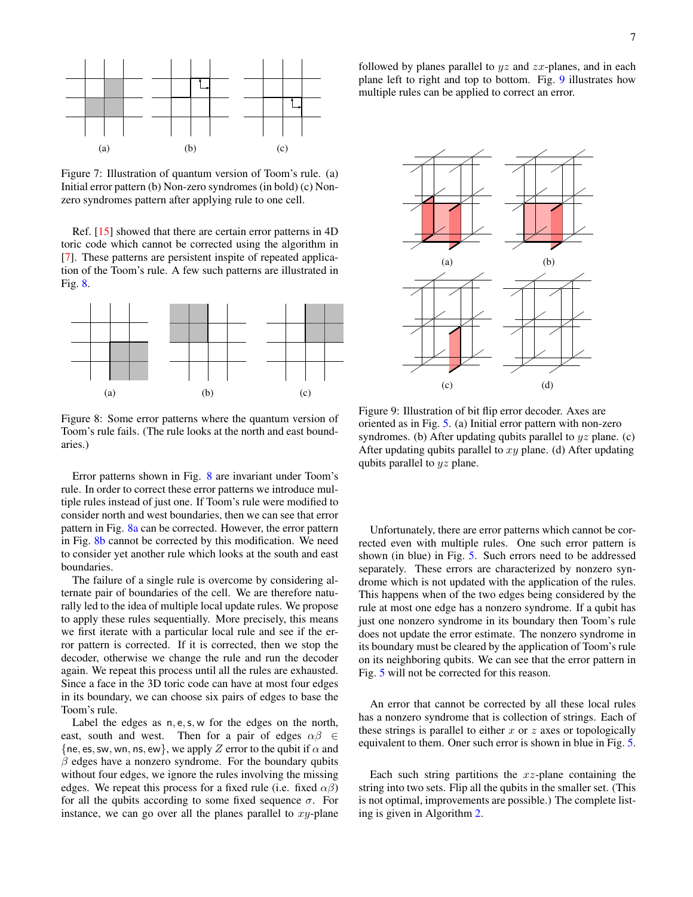(a) (b) (c)

Figure 7: Illustration of quantum version of Toom's rule. (a) Initial error pattern (b) Non-zero syndromes (in bold) (c) Non-zero syndromes pattern after applying rule to one cell.

Ref. [15] showed that there are certain error patterns in 4D toric code which cannot be corrected using the algorithm in [7]. These patterns are persistent inspite of repeated application of the Toom's rule. A few such patterns are illustrated in Fig. 8.

(a) (b) (c)

Figure 8: Some error patterns where the quantum version of Toom's rule fails. (The rule looks at the north and east boundaries.)

Error patterns shown in Fig. 8 are invariant under Toom's rule. In order to correct these error patterns we introduce multiple rules instead of just one. If Toom's rule were modified to consider north and west boundaries, then we can see that error pattern in Fig. 8a can be corrected. However, the error pattern in Fig. 8b cannot be corrected by this modification. We need to consider yet another rule which looks at the south and east boundaries.

The failure of a single rule is overcome by considering alternate pair of boundaries of the cell. We are therefore naturally led to the idea of multiple local update rules. We propose to apply these rules sequentially. More precisely, this means we first iterate with a particular local rule and see if the error pattern is corrected. If it is corrected, then we stop the decoder, otherwise we change the rule and run the decoder again. We repeat this process until all the rules are exhausted. Since a face in the 3D toric code can have at most four edges in its boundary, we can choose six pairs of edges to base the Toom's rule.

Label the edges as $\mathsf{n}, \mathsf{e}, \mathsf{s}, \mathsf{w}$ for the edges on the north, east, south and west. Then for a pair of edges $\alpha\beta \in \{\mathsf{ne}, \mathsf{es}, \mathsf{sw}, \mathsf{wn}, \mathsf{ns}, \mathsf{ew}\}$, we apply $Z$ error to the qubit if $\alpha$ and $\beta$ edges have a nonzero syndrome. For the boundary qubits without four edges, we ignore the rules involving the missing edges. We repeat this process for a fixed rule (i.e. fixed $\alpha\beta$) for all the qubits according to some fixed sequence $\sigma$. For instance, we can go over all the planes parallel to $xy$-plane followed by planes parallel to $yz$ and $zx$-planes, and in each plane left to right and top to bottom. Fig. 9 illustrates how multiple rules can be applied to correct an error.

(a) (b)

(c) (d)

Figure 9: Illustration of bit flip error decoder. Axes are oriented as in Fig. 5. (a) Initial error pattern with non-zero syndromes. (b) After updating qubits parallel to $yz$ plane. (c) After updating qubits parallel to $xy$ plane. (d) After updating qubits parallel to $yz$ plane.

Unfortunately, there are error patterns which cannot be corrected even with multiple rules. One such error pattern is shown (in blue) in Fig. 5. Such errors need to be addressed separately. These errors are characterized by nonzero syndrome which is not updated with the application of the rules. This happens when of the two edges being considered by the rule at most one edge has a nonzero syndrome. If a qubit has just one nonzero syndrome in its boundary then Toom's rule does not update the error estimate. The nonzero syndrome in its boundary must be cleared by the application of Toom's rule on its neighboring qubits. We can see that the error pattern in Fig. 5 will not be corrected for this reason.

An error that cannot be corrected by all these local rules has a nonzero syndrome that is collection of strings. Each of these strings is parallel to either $x$ or $z$ axes or topologically equivalent to them. Oner such error is shown in blue in Fig. 5.

Each such string partitions the $xz$-plane containing the string into two sets. Flip all the qubits in the smaller set. (This is not optimal, improvements are possible.) The complete listing is given in Algorithm 2.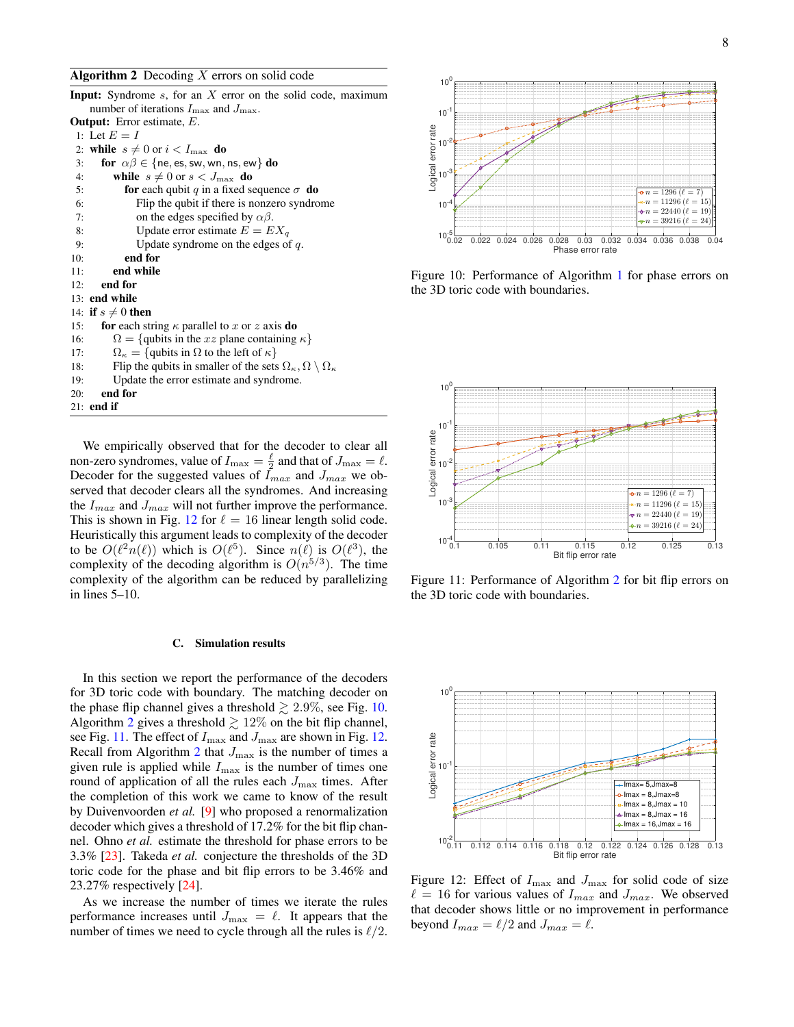**Algorithm 2** Decoding $X$ errors on solid code

```
Input: Syndrome s, for an X error on the solid code, maximum
       number of iterations I_max and J_max.
Output: Error estimate, E.
 1: Let E = I
 2: while s ≠ 0 or i < I_max do
 3:    for αβ ∈ {ne, es, sw, wn, ns, ew} do
 4:       while s ≠ 0 or s < J_max do
 5:          for each qubit q in a fixed sequence σ do
 6:             Flip the qubit if there is nonzero syndrome
                on the edges specified by αβ.
 8:             Update error estimate E = EX_q
 9:             Update syndrome on the edges of q.
10:          end for
11:       end while
12:    end for
13: end while
14: if s ≠ 0 then
15:    for each string κ parallel to x or z axis do
16:       Ω = {qubits in the xz plane containing κ}
17:       Ω_κ = {qubits in Ω to the left of κ}
18:       Flip the qubits in smaller of the sets Ω_κ, Ω \ Ω_κ
19:       Update the error estimate and syndrome.
20:    end for
21: end if
```

We empirically observed that for the decoder to clear all non-zero syndromes, value of $I_{\max} = \frac{\ell}{2}$ and that of $J_{\max} = \ell$. Decoder for the suggested values of $I_{max}$ and $J_{max}$ we observed that decoder clears all the syndromes. And increasing the $I_{max}$ and $J_{max}$ will not further improve the performance. This is shown in Fig. 12 for $\ell = 16$ linear length solid code. Heuristically this argument leads to complexity of the decoder to be $O(\ell^2 n(\ell))$ which is $O(\ell^5)$. Since $n(\ell)$ is $O(\ell^3)$, the complexity of the decoding algorithm is $O(n^{5/3})$. The time complexity of the algorithm can be reduced by parallelizing in lines 5–10.

### C. Simulation results

In this section we report the performance of the decoders for 3D toric code with boundary. The matching decoder on the phase flip channel gives a threshold $\gtrsim 2.9\%$, see Fig. 10. Algorithm 2 gives a threshold $\gtrsim 12\%$ on the bit flip channel, see Fig. 11. The effect of $I_{\max}$ and $J_{\max}$ are shown in Fig. 12. Recall from Algorithm 2 that $J_{\max}$ is the number of times a given rule is applied while $I_{\max}$ is the number of times one round of application of all the rules each $J_{\max}$ times. After the completion of this work we came to know of the result by Duivenvoorden *et al.* [9] who proposed a renormalization decoder which gives a threshold of 17.2% for the bit flip channel. Ohno *et al.* estimate the threshold for phase errors to be 3.3% [23]. Takeda *et al.* conjecture the thresholds of the 3D toric code for the phase and bit flip errors to be 3.46% and 23.27% respectively [24].

As we increase the number of times we iterate the rules performance increases until $J_{\max} = \ell$. It appears that the number of times we need to cycle through all the rules is $\ell/2$.

Figure 10: Performance of Algorithm 1 for phase errors on the 3D toric code with boundaries.

Figure 11: Performance of Algorithm 2 for bit flip errors on the 3D toric code with boundaries.

Figure 12: Effect of $I_{\max}$ and $J_{\max}$ for solid code of size $\ell = 16$ for various values of $I_{max}$ and $J_{max}$. We observed that decoder shows little or no improvement in performance beyond $I_{max} = \ell/2$ and $J_{max} = \ell$.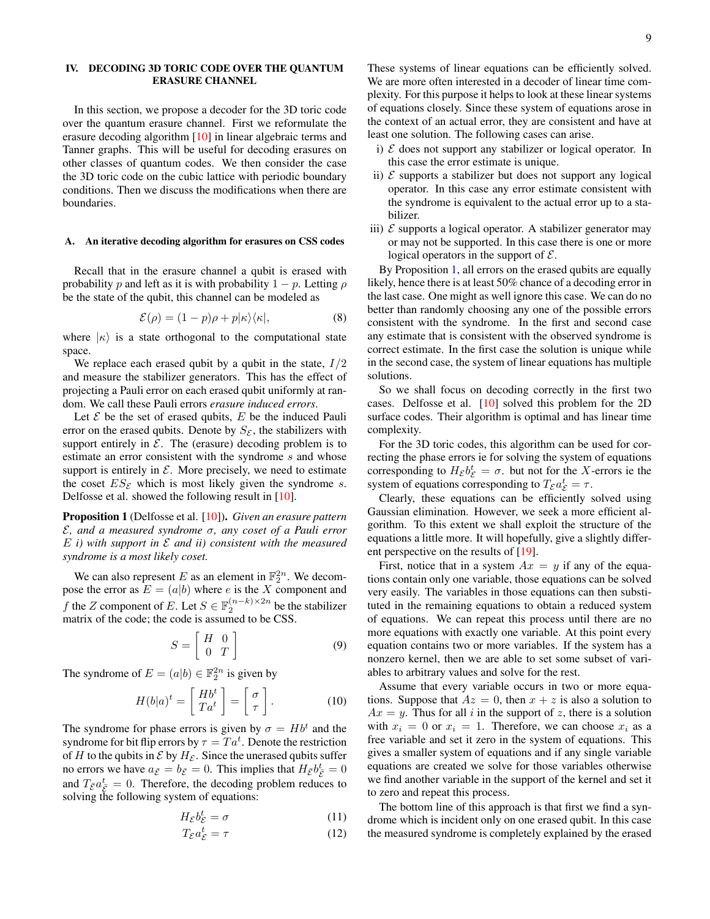## IV. DECODING 3D TORIC CODE OVER THE QUANTUM ERASURE CHANNEL

In this section, we propose a decoder for the 3D toric code over the quantum erasure channel. First we reformulate the erasure decoding algorithm [10] in linear algebraic terms and Tanner graphs. This will be useful for decoding erasures on other classes of quantum codes. We then consider the case the 3D toric code on the cubic lattice with periodic boundary conditions. Then we discuss the modifications when there are boundaries.

### A. An iterative decoding algorithm for erasures on CSS codes

Recall that in the erasure channel a qubit is erased with probability $p$ and left as it is with probability $1-p$. Letting $\rho$ be the state of the qubit, this channel can be modeled as

$$\mathcal{E}(\rho) = (1-p)\rho + p|\kappa\rangle\langle\kappa|, \tag{8}$$

where $|\kappa\rangle$ is a state orthogonal to the computational state space.

We replace each erased qubit by a qubit in the state, $I/2$ and measure the stabilizer generators. This has the effect of projecting a Pauli error on each erased qubit uniformly at random. We call these Pauli errors *erasure induced errors*.

Let $\mathcal{E}$ be the set of erased qubits, $E$ be the induced Pauli error on the erased qubits. Denote by $S_{\mathcal{E}}$, the stabilizers with support entirely in $\mathcal{E}$. The (erasure) decoding problem is to estimate an error consistent with the syndrome $s$ and whose support is entirely in $\mathcal{E}$. More precisely, we need to estimate the coset $ES_{\mathcal{E}}$ which is most likely given the syndrome $s$. Delfosse et al. showed the following result in [10].

**Proposition 1** (Delfosse et al. [10])**.** *Given an erasure pattern $\mathcal{E}$, and a measured syndrome $\sigma$, any coset of a Pauli error $E$ i) with support in $\mathcal{E}$ and ii) consistent with the measured syndrome is a most likely coset.*

We can also represent $E$ as an element in $\mathbb{F}_2^{2n}$. We decompose the error as $E = (a|b)$ where $e$ is the $X$ component and $f$ the $Z$ component of $E$. Let $S \in \mathbb{F}_2^{(n-k)\times 2n}$ be the stabilizer matrix of the code; the code is assumed to be CSS.

$$S = \left[\begin{array}{cc} H & 0 \\ 0 & T \end{array}\right] \tag{9}$$

The syndrome of $E = (a|b) \in \mathbb{F}_2^{2n}$ is given by

$$H(b|a)^t = \left[\begin{array}{c} Hb^t \\ Ta^t \end{array}\right] = \left[\begin{array}{c} \sigma \\ \tau \end{array}\right]. \tag{10}$$

The syndrome for phase errors is given by $\sigma = Hb^t$ and the syndrome for bit flip errors by $\tau = Ta^t$. Denote the restriction of $H$ to the qubits in $\mathcal{E}$ by $H_{\mathcal{E}}$. Since the unerased qubits suffer no errors we have $a_{\bar{\mathcal{E}}} = b_{\bar{\mathcal{E}}} = 0$. This implies that $H_{\bar{\mathcal{E}}} b_{\bar{\mathcal{E}}}^t = 0$ and $T_{\bar{\mathcal{E}}} a_{\bar{\mathcal{E}}}^t = 0$. Therefore, the decoding problem reduces to solving the following system of equations:

$$H_{\mathcal{E}} b_{\mathcal{E}}^t = \sigma \tag{11}$$

$$T_{\mathcal{E}} a_{\mathcal{E}}^t = \tau \tag{12}$$

These systems of linear equations can be efficiently solved. We are more often interested in a decoder of linear time complexity. For this purpose it helps to look at these linear systems of equations closely. Since these system of equations arose in the context of an actual error, they are consistent and have at least one solution. The following cases can arise.

i) $\mathcal{E}$ does not support any stabilizer or logical operator. In this case the error estimate is unique.
ii) $\mathcal{E}$ supports a stabilizer but does not support any logical operator. In this case any error estimate consistent with the syndrome is equivalent to the actual error up to a stabilizer.
iii) $\mathcal{E}$ supports a logical operator. A stabilizer generator may or may not be supported. In this case there is one or more logical operators in the support of $\mathcal{E}$.

By Proposition 1, all errors on the erased qubits are equally likely, hence there is at least 50% chance of a decoding error in the last case. One might as well ignore this case. We can do no better than randomly choosing any one of the possible errors consistent with the syndrome. In the first and second case any estimate that is consistent with the observed syndrome is correct estimate. In the first case the solution is unique while in the second case, the system of linear equations has multiple solutions.

So we shall focus on decoding correctly in the first two cases. Delfosse et al. [10] solved this problem for the 2D surface codes. Their algorithm is optimal and has linear time complexity.

For the 3D toric codes, this algorithm can be used for correcting the phase errors ie for solving the system of equations corresponding to $H_{\mathcal{E}} b_{\mathcal{E}}^t = \sigma$. but not for the $X$-errors ie the system of equations corresponding to $T_{\mathcal{E}} a_{\mathcal{E}}^t = \tau$.

Clearly, these equations can be efficiently solved using Gaussian elimination. However, we seek a more efficient algorithm. To this extent we shall exploit the structure of the equations a little more. It will hopefully, give a slightly different perspective on the results of [19].

First, notice that in a system $Ax = y$ if any of the equations contain only one variable, those equations can be solved very easily. The variables in those equations can then substituted in the remaining equations to obtain a reduced system of equations. We can repeat this process until there are no more equations with exactly one variable. At this point every equation contains two or more variables. If the system has a nonzero kernel, then we are able to set some subset of variables to arbitrary values and solve for the rest.

Assume that every variable occurs in two or more equations. Suppose that $Az = 0$, then $x + z$ is also a solution to $Ax = y$. Thus for all $i$ in the support of $z$, there is a solution with $x_i = 0$ or $x_i = 1$. Therefore, we can choose $x_i$ as a free variable and set it zero in the system of equations. This gives a smaller system of equations and if any single variable equations are created we solve for those variables otherwise we find another variable in the support of the kernel and set it to zero and repeat this process.

The bottom line of this approach is that first we find a syndrome which is incident only on one erased qubit. In this case the measured syndrome is completely explained by the erased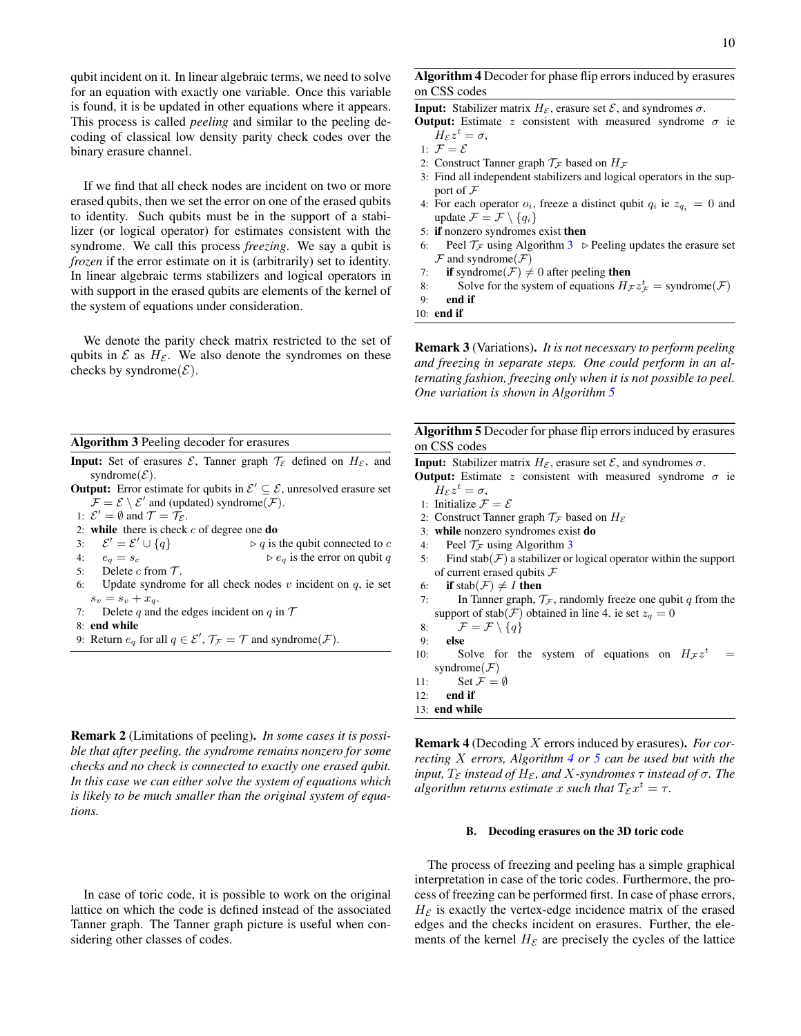qubit incident on it. In linear algebraic terms, we need to solve for an equation with exactly one variable. Once this variable is found, it is be updated in other equations where it appears. This process is called *peeling* and similar to the peeling decoding of classical low density parity check codes over the binary erasure channel.

If we find that all check nodes are incident on two or more erased qubits, then we set the error on one of the erased qubits to identity. Such qubits must be in the support of a stabilizer (or logical operator) for estimates consistent with the syndrome. We call this process *freezing*. We say a qubit is *frozen* if the error estimate on it is (arbitrarily) set to identity. In linear algebraic terms stabilizers and logical operators in with support in the erased qubits are elements of the kernel of the system of equations under consideration.

We denote the parity check matrix restricted to the set of qubits in $\mathcal{E}$ as $H_{\mathcal{E}}$. We also denote the syndromes on these checks by syndrome($\mathcal{E}$).

**Algorithm 3** Peeling decoder for erasures

**Input:** Set of erasures $\mathcal{E}$, Tanner graph $\mathcal{T}_{\mathcal{E}}$ defined on $H_{\mathcal{E}}$, and syndrome($\mathcal{E}$).
**Output:** Error estimate for qubits in $\mathcal{E}' \subseteq \mathcal{E}$, unresolved erasure set $\mathcal{F} = \mathcal{E} \setminus \mathcal{E}'$ and (updated) syndrome($\mathcal{F}$).

```
1: E' = ∅ and T = T_E.
2: while there is check c of degree one do
3:     E' = E' ∪ {q}                    ▷ q is the qubit connected to c
4:     e_q = s_c                         ▷ e_q is the error on qubit q
5:     Delete c from T.
6:     Update syndrome for all check nodes v incident on q, ie set s_v = s_v + x_q.
7:     Delete q and the edges incident on q in T
8: end while
9: Return e_q for all q ∈ E', T_F = T and syndrome(F).
```

**Remark 2** (Limitations of peeling)**.** *In some cases it is possible that after peeling, the syndrome remains nonzero for some checks and no check is connected to exactly one erased qubit. In this case we can either solve the system of equations which is likely to be much smaller than the original system of equations.*

In case of toric code, it is possible to work on the original lattice on which the code is defined instead of the associated Tanner graph. The Tanner graph picture is useful when considering other classes of codes.

**Algorithm 4** Decoder for phase flip errors induced by erasures on CSS codes

**Input:** Stabilizer matrix $H_{\mathcal{E}}$, erasure set $\mathcal{E}$, and syndromes $\sigma$.
**Output:** Estimate $z$ consistent with measured syndrome $\sigma$ ie $H_{\mathcal{E}} z^t = \sigma$,

```
1: F = E
2: Construct Tanner graph T_F based on H_F
3: Find all independent stabilizers and logical operators in the support of F
4: For each operator o_i, freeze a distinct qubit q_i ie z_{q_i} = 0 and update F = F \ {q_i}
5: if nonzero syndromes exist then
6:     Peel T_F using Algorithm 3   ▷ Peeling updates the erasure set F and syndrome(F)
7:     if syndrome(F) ≠ 0 after peeling then
8:         Solve for the system of equations H_F z_F^t = syndrome(F)
9:     end if
10: end if
```

**Remark 3** (Variations)**.** *It is not necessary to perform peeling and freezing in separate steps. One could perform in an alternating fashion, freezing only when it is not possible to peel. One variation is shown in Algorithm 5*

**Algorithm 5** Decoder for phase flip errors induced by erasures on CSS codes

**Input:** Stabilizer matrix $H_{\mathcal{E}}$, erasure set $\mathcal{E}$, and syndromes $\sigma$.
**Output:** Estimate $z$ consistent with measured syndrome $\sigma$ ie $H_{\mathcal{E}} z^t = \sigma$,

```
1: Initialize F = E
2: Construct Tanner graph T_F based on H_E
3: while nonzero syndromes exist do
4:     Peel T_F using Algorithm 3
5:     Find stab(F) a stabilizer or logical operator within the support of current erased qubits F
6:     if stab(F) ≠ I then
7:         In Tanner graph, T_F, randomly freeze one qubit q from the support of stab(F) obtained in line 4. ie set z_q = 0
8:         F = F \ {q}
9:     else
10:        Solve for the system of equations on H_F z^t = syndrome(F)
11:        Set F = ∅
12:    end if
13: end while
```

**Remark 4** (Decoding $X$ errors induced by erasures)**.** *For correcting $X$ errors, Algorithm 4 or 5 can be used but with the input, $T_{\mathcal{E}}$ instead of $H_{\mathcal{E}}$, and $X$-syndromes $\tau$ instead of $\sigma$. The algorithm returns estimate $x$ such that $T_{\mathcal{E}} x^t = \tau$.*

### B. Decoding erasures on the 3D toric code

The process of freezing and peeling has a simple graphical interpretation in case of the toric codes. Furthermore, the process of freezing can be performed first. In case of phase errors, $H_{\mathcal{E}}$ is exactly the vertex-edge incidence matrix of the erased edges and the checks incident on erasures. Further, the elements of the kernel $H_{\mathcal{E}}$ are precisely the cycles of the lattice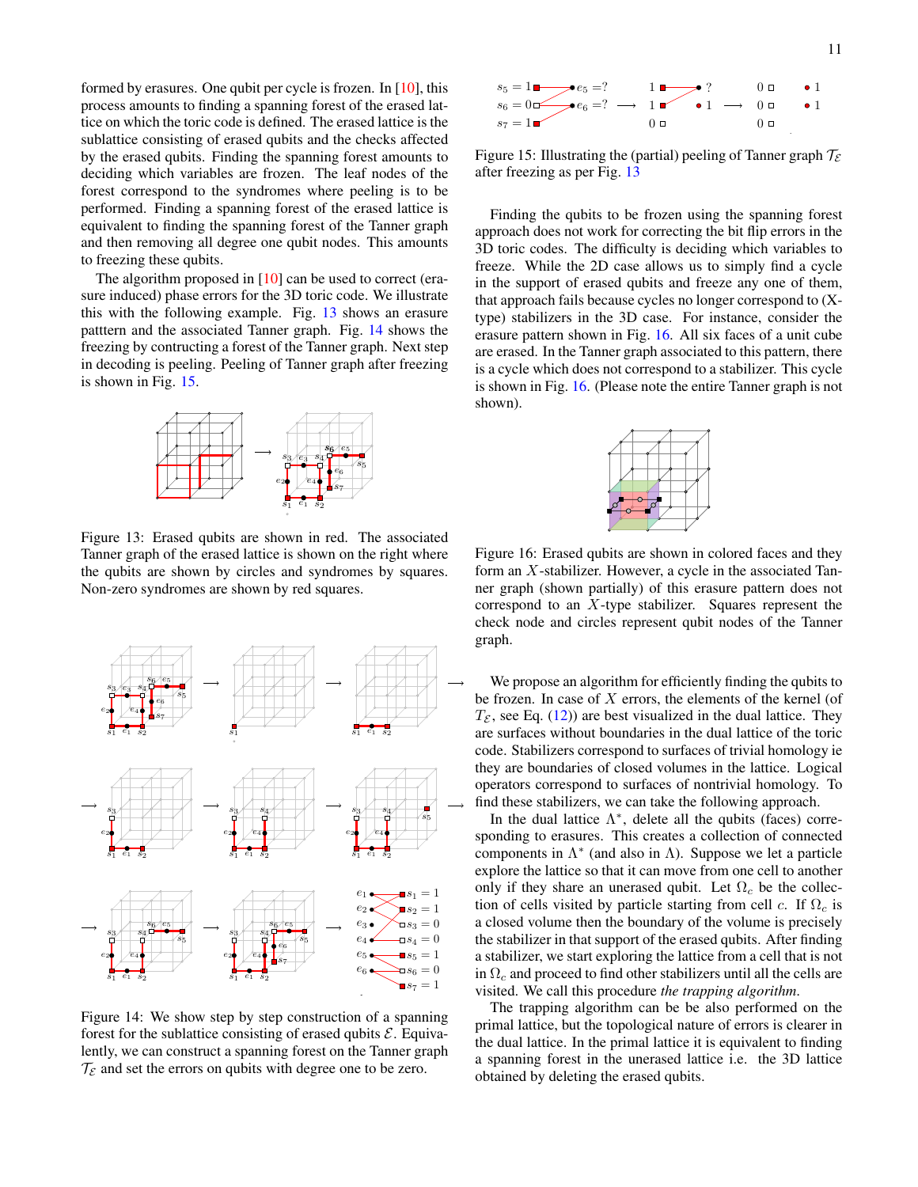formed by erasures. One qubit per cycle is frozen. In [10], this process amounts to finding a spanning forest of the erased lattice on which the toric code is defined. The erased lattice is the sublattice consisting of erased qubits and the checks affected by the erased qubits. Finding the spanning forest amounts to deciding which variables are frozen. The leaf nodes of the forest correspond to the syndromes where peeling is to be performed. Finding a spanning forest of the erased lattice is equivalent to finding the spanning forest of the Tanner graph and then removing all degree one qubit nodes. This amounts to freezing these qubits.

The algorithm proposed in [10] can be used to correct (erasure induced) phase errors for the 3D toric code. We illustrate this with the following example. Fig. 13 shows an erasure patttern and the associated Tanner graph. Fig. 14 shows the freezing by contructing a forest of the Tanner graph. Next step in decoding is peeling. Peeling of Tanner graph after freezing is shown in Fig. 15.

Figure 13: Erased qubits are shown in red. The associated Tanner graph of the erased lattice is shown on the right where the qubits are shown by circles and syndromes by squares. Non-zero syndromes are shown by red squares.

Figure 14: We show step by step construction of a spanning forest for the sublattice consisting of erased qubits $\mathcal{E}$. Equivalently, we can construct a spanning forest on the Tanner graph $\mathcal{T}_\mathcal{E}$ and set the errors on qubits with degree one to be zero.

Figure 15: Illustrating the (partial) peeling of Tanner graph $\mathcal{T}_\mathcal{E}$ after freezing as per Fig. 13

Finding the qubits to be frozen using the spanning forest approach does not work for correcting the bit flip errors in the 3D toric codes. The difficulty is deciding which variables to freeze. While the 2D case allows us to simply find a cycle in the support of erased qubits and freeze any one of them, that approach fails because cycles no longer correspond to (X-type) stabilizers in the 3D case. For instance, consider the erasure pattern shown in Fig. 16. All six faces of a unit cube are erased. In the Tanner graph associated to this pattern, there is a cycle which does not correspond to a stabilizer. This cycle is shown in Fig. 16. (Please note the entire Tanner graph is not shown).

Figure 16: Erased qubits are shown in colored faces and they form an $X$-stabilizer. However, a cycle in the associated Tanner graph (shown partially) of this erasure pattern does not correspond to an $X$-type stabilizer. Squares represent the check node and circles represent qubit nodes of the Tanner graph.

We propose an algorithm for efficiently finding the qubits to be frozen. In case of $X$ errors, the elements of the kernel (of $\mathcal{T}_\mathcal{E}$, see Eq. (12)) are best visualized in the dual lattice. They are surfaces without boundaries in the dual lattice of the toric code. Stabilizers correspond to surfaces of trivial homology ie they are boundaries of closed volumes in the lattice. Logical operators correspond to surfaces of nontrivial homology. To find these stabilizers, we can take the following approach.

In the dual lattice $\Lambda^*$, delete all the qubits (faces) corresponding to erasures. This creates a collection of connected components in $\Lambda^*$ (and also in $\Lambda$). Suppose we let a particle explore the lattice so that it can move from one cell to another only if they share an unerased qubit. Let $\Omega_c$ be the collection of cells visited by particle starting from cell $c$. If $\Omega_c$ is a closed volume then the boundary of the volume is precisely the stabilizer in that support of the erased qubits. After finding a stabilizer, we start exploring the lattice from a cell that is not in $\Omega_c$ and proceed to find other stabilizers until all the cells are visited. We call this procedure *the trapping algorithm*.

The trapping algorithm can be be also performed on the primal lattice, but the topological nature of errors is clearer in the dual lattice. In the primal lattice it is equivalent to finding a spanning forest in the unerased lattice i.e. the 3D lattice obtained by deleting the erased qubits.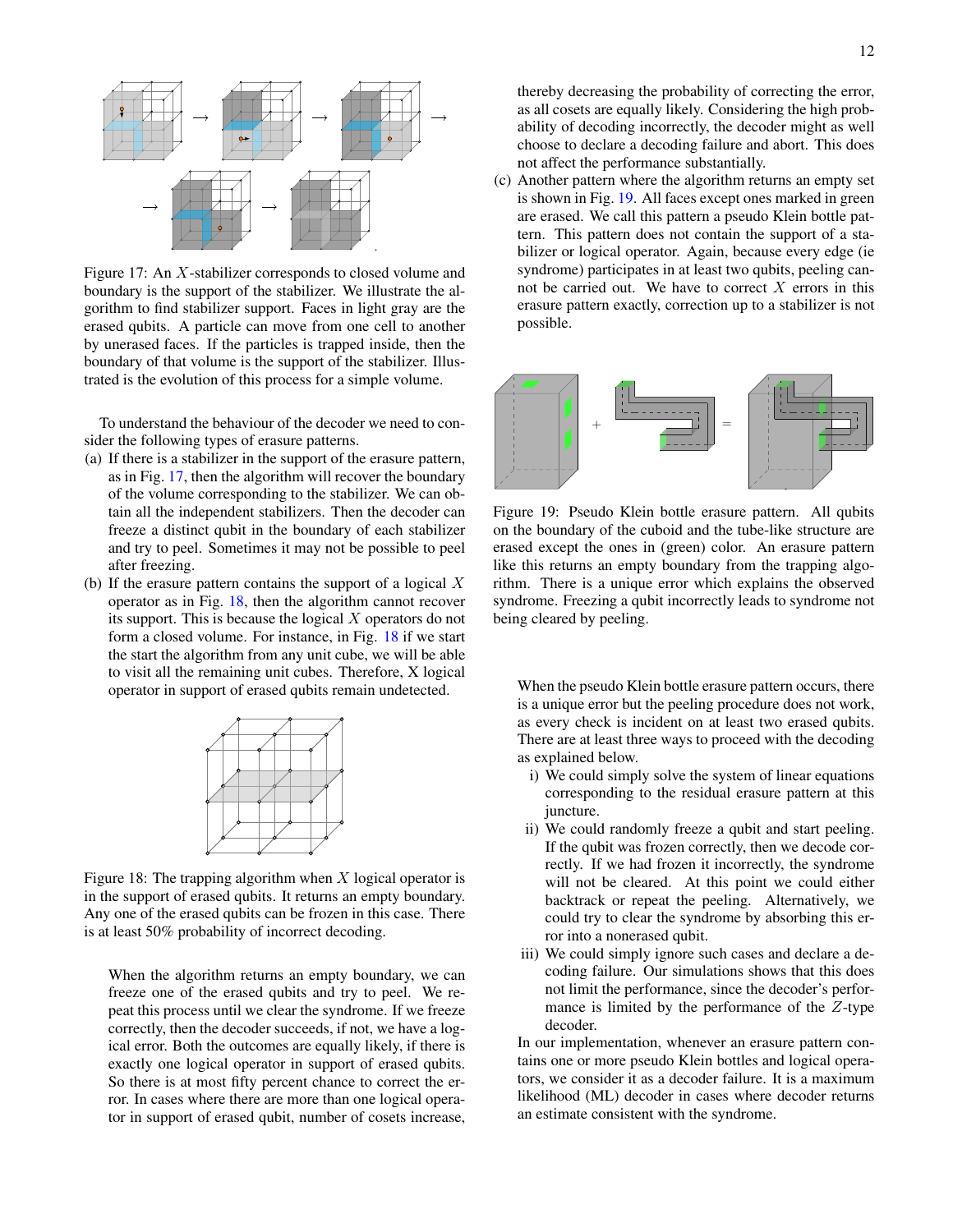Figure 17: An $X$-stabilizer corresponds to closed volume and boundary is the support of the stabilizer. We illustrate the algorithm to find stabilizer support. Faces in light gray are the erased qubits. A particle can move from one cell to another by unerased faces. If the particles is trapped inside, then the boundary of that volume is the support of the stabilizer. Illustrated is the evolution of this process for a simple volume.

To understand the behaviour of the decoder we need to consider the following types of erasure patterns.

(a) If there is a stabilizer in the support of the erasure pattern, as in Fig. 17, then the algorithm will recover the boundary of the volume corresponding to the stabilizer. We can obtain all the independent stabilizers. Then the decoder can freeze a distinct qubit in the boundary of each stabilizer and try to peel. Sometimes it may not be possible to peel after freezing.

(b) If the erasure pattern contains the support of a logical $X$ operator as in Fig. 18, then the algorithm cannot recover its support. This is because the logical $X$ operators do not form a closed volume. For instance, in Fig. 18 if we start the start the algorithm from any unit cube, we will be able to visit all the remaining unit cubes. Therefore, X logical operator in support of erased qubits remain undetected.

Figure 18: The trapping algorithm when $X$ logical operator is in the support of erased qubits. It returns an empty boundary. Any one of the erased qubits can be frozen in this case. There is at least 50% probability of incorrect decoding.

When the algorithm returns an empty boundary, we can freeze one of the erased qubits and try to peel. We repeat this process until we clear the syndrome. If we freeze correctly, then the decoder succeeds, if not, we have a logical error. Both the outcomes are equally likely, if there is exactly one logical operator in support of erased qubits. So there is at most fifty percent chance to correct the error. In cases where there are more than one logical operator in support of erased qubit, number of cosets increase, thereby decreasing the probability of correcting the error, as all cosets are equally likely. Considering the high probability of decoding incorrectly, the decoder might as well choose to declare a decoding failure and abort. This does not affect the performance substantially.

(c) Another pattern where the algorithm returns an empty set is shown in Fig. 19. All faces except ones marked in green are erased. We call this pattern a pseudo Klein bottle pattern. This pattern does not contain the support of a stabilizer or logical operator. Again, because every edge (ie syndrome) participates in at least two qubits, peeling cannot be carried out. We have to correct $X$ errors in this erasure pattern exactly, correction up to a stabilizer is not possible.

Figure 19: Pseudo Klein bottle erasure pattern. All qubits on the boundary of the cuboid and the tube-like structure are erased except the ones in (green) color. An erasure pattern like this returns an empty boundary from the trapping algorithm. There is a unique error which explains the observed syndrome. Freezing a qubit incorrectly leads to syndrome not being cleared by peeling.

When the pseudo Klein bottle erasure pattern occurs, there is a unique error but the peeling procedure does not work, as every check is incident on at least two erased qubits. There are at least three ways to proceed with the decoding as explained below.

i) We could simply solve the system of linear equations corresponding to the residual erasure pattern at this juncture.

ii) We could randomly freeze a qubit and start peeling. If the qubit was frozen correctly, then we decode correctly. If we had frozen it incorrectly, the syndrome will not be cleared. At this point we could either backtrack or repeat the peeling. Alternatively, we could try to clear the syndrome by absorbing this error into a nonerased qubit.

iii) We could simply ignore such cases and declare a decoding failure. Our simulations shows that this does not limit the performance, since the decoder's performance is limited by the performance of the $Z$-type decoder.

In our implementation, whenever an erasure pattern contains one or more pseudo Klein bottles and logical operators, we consider it as a decoder failure. It is a maximum likelihood (ML) decoder in cases where decoder returns an estimate consistent with the syndrome.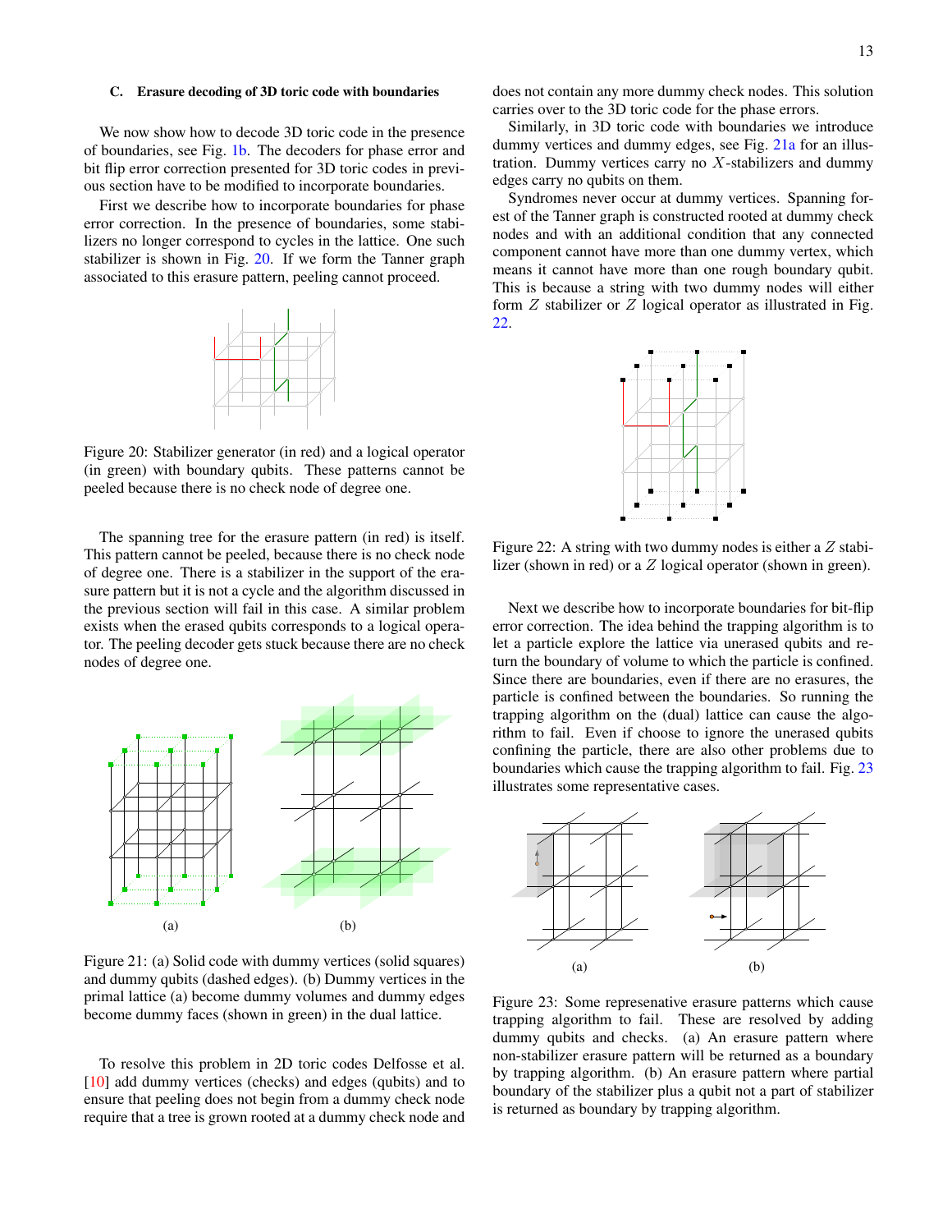### C. Erasure decoding of 3D toric code with boundaries

We now show how to decode 3D toric code in the presence of boundaries, see Fig. 1b. The decoders for phase error and bit flip error correction presented for 3D toric codes in previous section have to be modified to incorporate boundaries.

First we describe how to incorporate boundaries for phase error correction. In the presence of boundaries, some stabilizers no longer correspond to cycles in the lattice. One such stabilizer is shown in Fig. 20. If we form the Tanner graph associated to this erasure pattern, peeling cannot proceed.

Figure 20: Stabilizer generator (in red) and a logical operator (in green) with boundary qubits. These patterns cannot be peeled because there is no check node of degree one.

The spanning tree for the erasure pattern (in red) is itself. This pattern cannot be peeled, because there is no check node of degree one. There is a stabilizer in the support of the erasure pattern but it is not a cycle and the algorithm discussed in the previous section will fail in this case. A similar problem exists when the erased qubits corresponds to a logical operator. The peeling decoder gets stuck because there are no check nodes of degree one.

Figure 21: (a) Solid code with dummy vertices (solid squares) and dummy qubits (dashed edges). (b) Dummy vertices in the primal lattice (a) become dummy volumes and dummy edges become dummy faces (shown in green) in the dual lattice.

To resolve this problem in 2D toric codes Delfosse et al. [10] add dummy vertices (checks) and edges (qubits) and to ensure that peeling does not begin from a dummy check node require that a tree is grown rooted at a dummy check node and does not contain any more dummy check nodes. This solution carries over to the 3D toric code for the phase errors.

Similarly, in 3D toric code with boundaries we introduce dummy vertices and dummy edges, see Fig. 21a for an illustration. Dummy vertices carry no $X$-stabilizers and dummy edges carry no qubits on them.

Syndromes never occur at dummy vertices. Spanning forest of the Tanner graph is constructed rooted at dummy check nodes and with an additional condition that any connected component cannot have more than one dummy vertex, which means it cannot have more than one rough boundary qubit. This is because a string with two dummy nodes will either form $Z$ stabilizer or $Z$ logical operator as illustrated in Fig. 22.

Figure 22: A string with two dummy nodes is either a $Z$ stabilizer (shown in red) or a $Z$ logical operator (shown in green).

Next we describe how to incorporate boundaries for bit-flip error correction. The idea behind the trapping algorithm is to let a particle explore the lattice via unerased qubits and return the boundary of volume to which the particle is confined. Since there are boundaries, even if there are no erasures, the particle is confined between the boundaries. So running the trapping algorithm on the (dual) lattice can cause the algorithm to fail. Even if choose to ignore the unerased qubits confining the particle, there are also other problems due to boundaries which cause the trapping algorithm to fail. Fig. 23 illustrates some representative cases.

Figure 23: Some represenative erasure patterns which cause trapping algorithm to fail. These are resolved by adding dummy qubits and checks. (a) An erasure pattern where non-stabilizer erasure pattern will be returned as a boundary by trapping algorithm. (b) An erasure pattern where partial boundary of the stabilizer plus a qubit not a part of stabilizer is returned as boundary by trapping algorithm.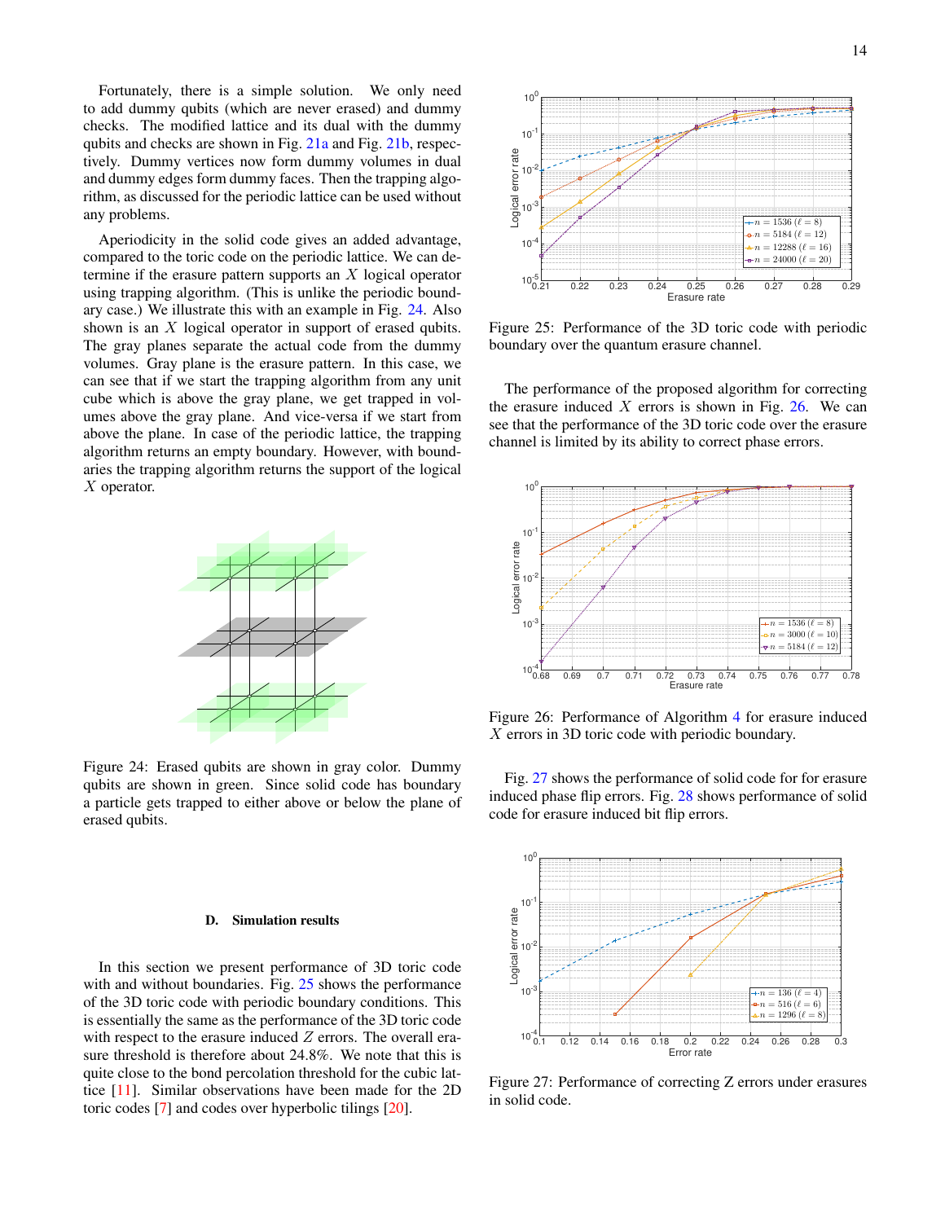Fortunately, there is a simple solution. We only need to add dummy qubits (which are never erased) and dummy checks. The modified lattice and its dual with the dummy qubits and checks are shown in Fig. 21a and Fig. 21b, respectively. Dummy vertices now form dummy volumes in dual and dummy edges form dummy faces. Then the trapping algorithm, as discussed for the periodic lattice can be used without any problems.

Aperiodicity in the solid code gives an added advantage, compared to the toric code on the periodic lattice. We can determine if the erasure pattern supports an $X$ logical operator using trapping algorithm. (This is unlike the periodic boundary case.) We illustrate this with an example in Fig. 24. Also shown is an $X$ logical operator in support of erased qubits. The gray planes separate the actual code from the dummy volumes. Gray plane is the erasure pattern. In this case, we can see that if we start the trapping algorithm from any unit cube which is above the gray plane, we get trapped in volumes above the gray plane. And vice-versa if we start from above the plane. In case of the periodic lattice, the trapping algorithm returns an empty boundary. However, with boundaries the trapping algorithm returns the support of the logical $X$ operator.

Figure 24: Erased qubits are shown in gray color. Dummy qubits are shown in green. Since solid code has boundary a particle gets trapped to either above or below the plane of erased qubits.

### D. Simulation results

In this section we present performance of 3D toric code with and without boundaries. Fig. 25 shows the performance of the 3D toric code with periodic boundary conditions. This is essentially the same as the performance of the 3D toric code with respect to the erasure induced $Z$ errors. The overall erasure threshold is therefore about 24.8%. We note that this is quite close to the bond percolation threshold for the cubic lattice [11]. Similar observations have been made for the 2D toric codes [7] and codes over hyperbolic tilings [20].

Figure 25: Performance of the 3D toric code with periodic boundary over the quantum erasure channel.

The performance of the proposed algorithm for correcting the erasure induced $X$ errors is shown in Fig. 26. We can see that the performance of the 3D toric code over the erasure channel is limited by its ability to correct phase errors.

Figure 26: Performance of Algorithm 4 for erasure induced $X$ errors in 3D toric code with periodic boundary.

Fig. 27 shows the performance of solid code for for erasure induced phase flip errors. Fig. 28 shows performance of solid code for erasure induced bit flip errors.

Figure 27: Performance of correcting Z errors under erasures in solid code.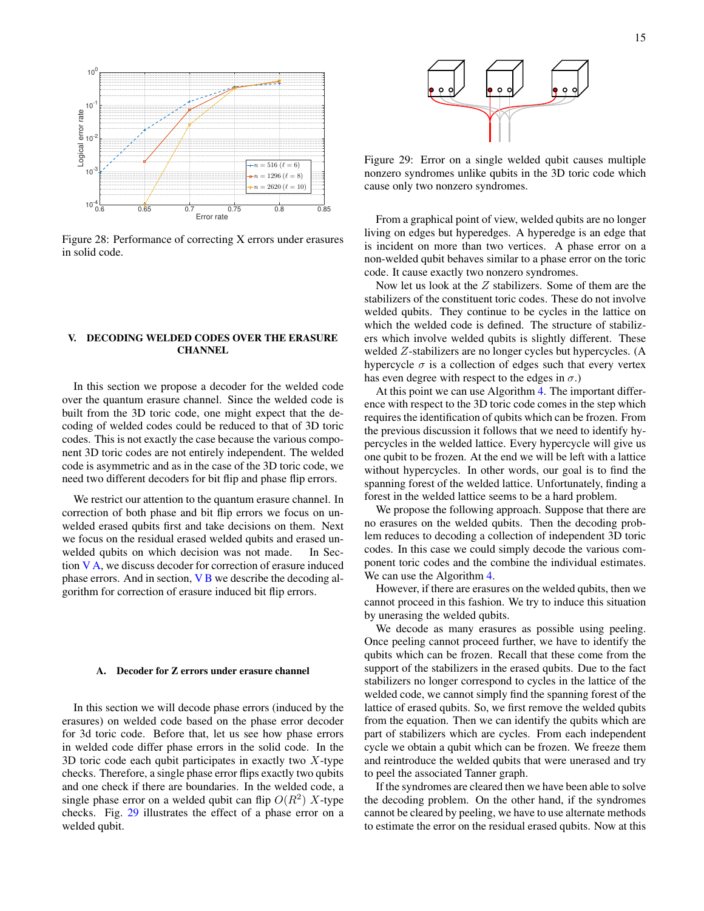Figure 28: Performance of correcting X errors under erasures in solid code.

## V. DECODING WELDED CODES OVER THE ERASURE CHANNEL

In this section we propose a decoder for the welded code over the quantum erasure channel. Since the welded code is built from the 3D toric code, one might expect that the decoding of welded codes could be reduced to that of 3D toric codes. This is not exactly the case because the various component 3D toric codes are not entirely independent. The welded code is asymmetric and as in the case of the 3D toric code, we need two different decoders for bit flip and phase flip errors.

We restrict our attention to the quantum erasure channel. In correction of both phase and bit flip errors we focus on unwelded erased qubits first and take decisions on them. Next we focus on the residual erased welded qubits and erased unwelded qubits on which decision was not made. In Section V A, we discuss decoder for correction of erasure induced phase errors. And in section, V B we describe the decoding algorithm for correction of erasure induced bit flip errors.

### A. Decoder for Z errors under erasure channel

In this section we will decode phase errors (induced by the erasures) on welded code based on the phase error decoder for 3d toric code. Before that, let us see how phase errors in welded code differ phase errors in the solid code. In the 3D toric code each qubit participates in exactly two $X$-type checks. Therefore, a single phase error flips exactly two qubits and one check if there are boundaries. In the welded code, a single phase error on a welded qubit can flip $O(R^2)$ $X$-type checks. Fig. 29 illustrates the effect of a phase error on a welded qubit.

Figure 29: Error on a single welded qubit causes multiple nonzero syndromes unlike qubits in the 3D toric code which cause only two nonzero syndromes.

From a graphical point of view, welded qubits are no longer living on edges but hyperedges. A hyperedge is an edge that is incident on more than two vertices. A phase error on a non-welded qubit behaves similar to a phase error on the toric code. It cause exactly two nonzero syndromes.

Now let us look at the $Z$ stabilizers. Some of them are the stabilizers of the constituent toric codes. These do not involve welded qubits. They continue to be cycles in the lattice on which the welded code is defined. The structure of stabilizers which involve welded qubits is slightly different. These welded $Z$-stabilizers are no longer cycles but hypercycles. (A hypercycle $\sigma$ is a collection of edges such that every vertex has even degree with respect to the edges in $\sigma$.)

At this point we can use Algorithm 4. The important difference with respect to the 3D toric code comes in the step which requires the identification of qubits which can be frozen. From the previous discussion it follows that we need to identify hypercycles in the welded lattice. Every hypercycle will give us one qubit to be frozen. At the end we will be left with a lattice without hypercycles. In other words, our goal is to find the spanning forest of the welded lattice. Unfortunately, finding a forest in the welded lattice seems to be a hard problem.

We propose the following approach. Suppose that there are no erasures on the welded qubits. Then the decoding problem reduces to decoding a collection of independent 3D toric codes. In this case we could simply decode the various component toric codes and the combine the individual estimates. We can use the Algorithm 4.

However, if there are erasures on the welded qubits, then we cannot proceed in this fashion. We try to induce this situation by unerasing the welded qubits.

We decode as many erasures as possible using peeling. Once peeling cannot proceed further, we have to identify the qubits which can be frozen. Recall that these come from the support of the stabilizers in the erased qubits. Due to the fact stabilizers no longer correspond to cycles in the lattice of the welded code, we cannot simply find the spanning forest of the lattice of erased qubits. So, we first remove the welded qubits from the equation. Then we can identify the qubits which are part of stabilizers which are cycles. From each independent cycle we obtain a qubit which can be frozen. We freeze them and reintroduce the welded qubits that were unerased and try to peel the associated Tanner graph.

If the syndromes are cleared then we have been able to solve the decoding problem. On the other hand, if the syndromes cannot be cleared by peeling, we have to use alternate methods to estimate the error on the residual erased qubits. Now at this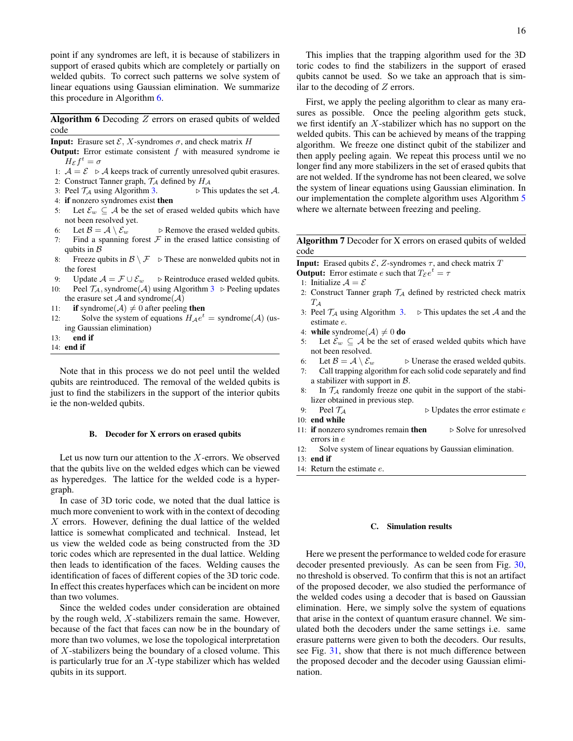point if any syndromes are left, it is because of stabilizers in support of erased qubits which are completely or partially on welded qubits. To correct such patterns we solve system of linear equations using Gaussian elimination. We summarize this procedure in Algorithm 6.

**Algorithm 6** Decoding $Z$ errors on erased qubits of welded code

**Input:** Erasure set $\mathcal{E}$, $X$-syndromes $\sigma$, and check matrix $H$

**Output:** Error estimate consistent $f$ with measured syndrome ie $H_{\mathcal{E}} f^t = \sigma$

1: $\mathcal{A} = \mathcal{E}$ ▷ $\mathcal{A}$ keeps track of currently unresolved qubit erasures.
2: Construct Tanner graph, $\mathcal{T}_{\mathcal{A}}$ defined by $H_{\mathcal{A}}$
3: Peel $\mathcal{T}_{\mathcal{A}}$ using Algorithm 3. ▷ This updates the set $\mathcal{A}$.
4: **if** nonzero syndromes exist **then**
5: Let $\mathcal{E}_w \subseteq \mathcal{A}$ be the set of erased welded qubits which have not been resolved yet.
6: Let $\mathcal{B} = \mathcal{A} \setminus \mathcal{E}_w$ ▷ Remove the erased welded qubits.
7: Find a spanning forest $\mathcal{F}$ in the erased lattice consisting of qubits in $\mathcal{B}$
8: Freeze qubits in $\mathcal{B} \setminus \mathcal{F}$ ▷ These are nonwelded qubits not in the forest
9: Update $\mathcal{A} = \mathcal{F} \cup \mathcal{E}_w$ ▷ Reintroduce erased welded qubits.
10: Peel $\mathcal{T}_{\mathcal{A}}$, syndrome($\mathcal{A}$) using Algorithm 3 ▷ Peeling updates the erasure set $\mathcal{A}$ and syndrome($\mathcal{A}$)
11: **if** syndrome($\mathcal{A}$) $\neq 0$ after peeling **then**
12: Solve the system of equations $H_{\mathcal{A}} e^t =$ syndrome($\mathcal{A}$) (using Gaussian elimination)
13: **end if**
14: **end if**

Note that in this process we do not peel until the welded qubits are reintroduced. The removal of the welded qubits is just to find the stabilizers in the support of the interior qubits ie the non-welded qubits.

### B. Decoder for X errors on erased qubits

Let us now turn our attention to the $X$-errors. We observed that the qubits live on the welded edges which can be viewed as hyperedges. The lattice for the welded code is a hypergraph.

In case of 3D toric code, we noted that the dual lattice is much more convenient to work with in the context of decoding $X$ errors. However, defining the dual lattice of the welded lattice is somewhat complicated and technical. Instead, let us view the welded code as being constructed from the 3D toric codes which are represented in the dual lattice. Welding then leads to identification of the faces. Welding causes the identification of faces of different copies of the 3D toric code. In effect this creates hyperfaces which can be incident on more than two volumes.

Since the welded codes under consideration are obtained by the rough weld, $X$-stabilizers remain the same. However, because of the fact that faces can now be in the boundary of more than two volumes, we lose the topological interpretation of $X$-stabilizers being the boundary of a closed volume. This is particularly true for an $X$-type stabilizer which has welded qubits in its support.

This implies that the trapping algorithm used for the 3D toric codes to find the stabilizers in the support of erased qubits cannot be used. So we take an approach that is similar to the decoding of $Z$ errors.

First, we apply the peeling algorithm to clear as many erasures as possible. Once the peeling algorithm gets stuck, we first identify an $X$-stabilizer which has no support on the welded qubits. This can be achieved by means of the trapping algorithm. We freeze one distinct qubit of the stabilizer and then apply peeling again. We repeat this process until we no longer find any more stabilizers in the set of erased qubits that are not welded. If the syndrome has not been cleared, we solve the system of linear equations using Gaussian elimination. In our implementation the complete algorithm uses Algorithm 5 where we alternate between freezing and peeling.

**Algorithm 7** Decoder for X errors on erased qubits of welded code

**Input:** Erased qubits $\mathcal{E}$, $Z$-syndromes $\tau$, and check matrix $T$

**Output:** Error estimate $e$ such that $T_{\mathcal{E}} e^t = \tau$

1: Initialize $\mathcal{A} = \mathcal{E}$
2: Construct Tanner graph $\mathcal{T}_{\mathcal{A}}$ defined by restricted check matrix $T_{\mathcal{A}}$
3: Peel $\mathcal{T}_{\mathcal{A}}$ using Algorithm 3. ▷ This updates the set $\mathcal{A}$ and the estimate $e$.
4: **while** syndrome($\mathcal{A}$) $\neq 0$ **do**
5: Let $\mathcal{E}_w \subseteq \mathcal{A}$ be the set of erased welded qubits which have not been resolved.
6: Let $\mathcal{B} = \mathcal{A} \setminus \mathcal{E}_w$ ▷ Unerase the erased welded qubits.
7: Call trapping algorithm for each solid code separately and find a stabilizer with support in $\mathcal{B}$.
8: In $\mathcal{T}_{\mathcal{A}}$ randomly freeze one qubit in the support of the stabilizer obtained in previous step.
9: Peel $\mathcal{T}_{\mathcal{A}}$ ▷ Updates the error estimate $e$
10: **end while**
11: **if** nonzero syndromes remain **then** ▷ Solve for unresolved errors in $e$
12: Solve system of linear equations by Gaussian elimination.
13: **end if**
14: Return the estimate $e$.

### C. Simulation results

Here we present the performance to welded code for erasure decoder presented previously. As can be seen from Fig. 30, no threshold is observed. To confirm that this is not an artifact of the proposed decoder, we also studied the performance of the welded codes using a decoder that is based on Gaussian elimination. Here, we simply solve the system of equations that arise in the context of quantum erasure channel. We simulated both the decoders under the same settings i.e. same erasure patterns were given to both the decoders. Our results, see Fig. 31, show that there is not much difference between the proposed decoder and the decoder using Gaussian elimination.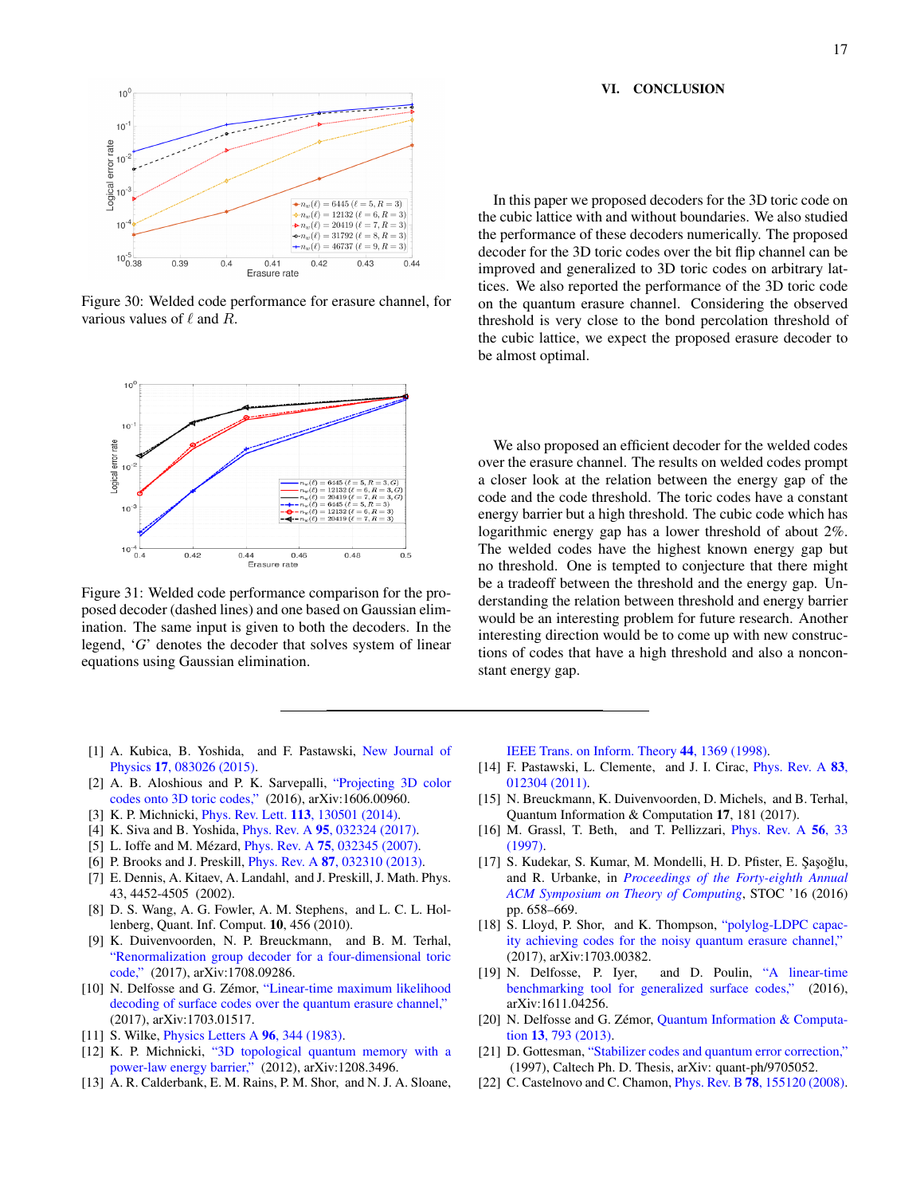Figure 30: Welded code performance for erasure channel, for various values of $\ell$ and $R$.

Figure 31: Welded code performance comparison for the proposed decoder (dashed lines) and one based on Gaussian elimination. The same input is given to both the decoders. In the legend, '$G$' denotes the decoder that solves system of linear equations using Gaussian elimination.

## VI. CONCLUSION

In this paper we proposed decoders for the 3D toric code on the cubic lattice with and without boundaries. We also studied the performance of these decoders numerically. The proposed decoder for the 3D toric codes over the bit flip channel can be improved and generalized to 3D toric codes on arbitrary lattices. We also reported the performance of the 3D toric code on the quantum erasure channel. Considering the observed threshold is very close to the bond percolation threshold of the cubic lattice, we expect the proposed erasure decoder to be almost optimal.

We also proposed an efficient decoder for the welded codes over the erasure channel. The results on welded codes prompt a closer look at the relation between the energy gap of the code and the code threshold. The toric codes have a constant energy barrier but a high threshold. The cubic code which has logarithmic energy gap has a lower threshold of about 2%. The welded codes have the highest known energy gap but no threshold. One is tempted to conjecture that there might be a tradeoff between the threshold and the energy gap. Understanding the relation between threshold and energy barrier would be an interesting problem for future research. Another interesting direction would be to come up with new constructions of codes that have a high threshold and also a nonconstant energy gap.

---

[1] A. Kubica, B. Yoshida, and F. Pastawski, New Journal of Physics **17**, 083026 (2015).

[2] A. B. Aloshious and P. K. Sarvepalli, "Projecting 3D color codes onto 3D toric codes," (2016), arXiv:1606.00960.

[3] K. P. Michnicki, Phys. Rev. Lett. **113**, 130501 (2014).

[4] K. Siva and B. Yoshida, Phys. Rev. A **95**, 032324 (2017).

[5] L. Ioffe and M. Mézard, Phys. Rev. A **75**, 032345 (2007).

[6] P. Brooks and J. Preskill, Phys. Rev. A **87**, 032310 (2013).

[7] E. Dennis, A. Kitaev, A. Landahl, and J. Preskill, J. Math. Phys. 43, 4452-4505 (2002).

[8] D. S. Wang, A. G. Fowler, A. M. Stephens, and L. C. L. Hollenberg, Quant. Inf. Comput. **10**, 456 (2010).

[9] K. Duivenvoorden, N. P. Breuckmann, and B. M. Terhal, "Renormalization group decoder for a four-dimensional toric code," (2017), arXiv:1708.09286.

[10] N. Delfosse and G. Zémor, "Linear-time maximum likelihood decoding of surface codes over the quantum erasure channel," (2017), arXiv:1703.01517.

[11] S. Wilke, Physics Letters A **96**, 344 (1983).

[12] K. P. Michnicki, "3D topological quantum memory with a power-law energy barrier," (2012), arXiv:1208.3496.

[13] A. R. Calderbank, E. M. Rains, P. M. Shor, and N. J. A. Sloane, IEEE Trans. on Inform. Theory **44**, 1369 (1998).

[14] F. Pastawski, L. Clemente, and J. I. Cirac, Phys. Rev. A **83**, 012304 (2011).

[15] N. Breuckmann, K. Duivenvoorden, D. Michels, and B. Terhal, Quantum Information & Computation **17**, 181 (2017).

[16] M. Grassl, T. Beth, and T. Pellizzari, Phys. Rev. A **56**, 33 (1997).

[17] S. Kudekar, S. Kumar, M. Mondelli, H. D. Pfister, E. Şaşoğlu, and R. Urbanke, in *Proceedings of the Forty-eighth Annual ACM Symposium on Theory of Computing*, STOC '16 (2016) pp. 658–669.

[18] S. Lloyd, P. Shor, and K. Thompson, "polylog-LDPC capacity achieving codes for the noisy quantum erasure channel," (2017), arXiv:1703.00382.

[19] N. Delfosse, P. Iyer, and D. Poulin, "A linear-time benchmarking tool for generalized surface codes," (2016), arXiv:1611.04256.

[20] N. Delfosse and G. Zémor, Quantum Information & Computation **13**, 793 (2013).

[21] D. Gottesman, "Stabilizer codes and quantum error correction," (1997), Caltech Ph. D. Thesis, arXiv: quant-ph/9705052.

[22] C. Castelnovo and C. Chamon, Phys. Rev. B **78**, 155120 (2008).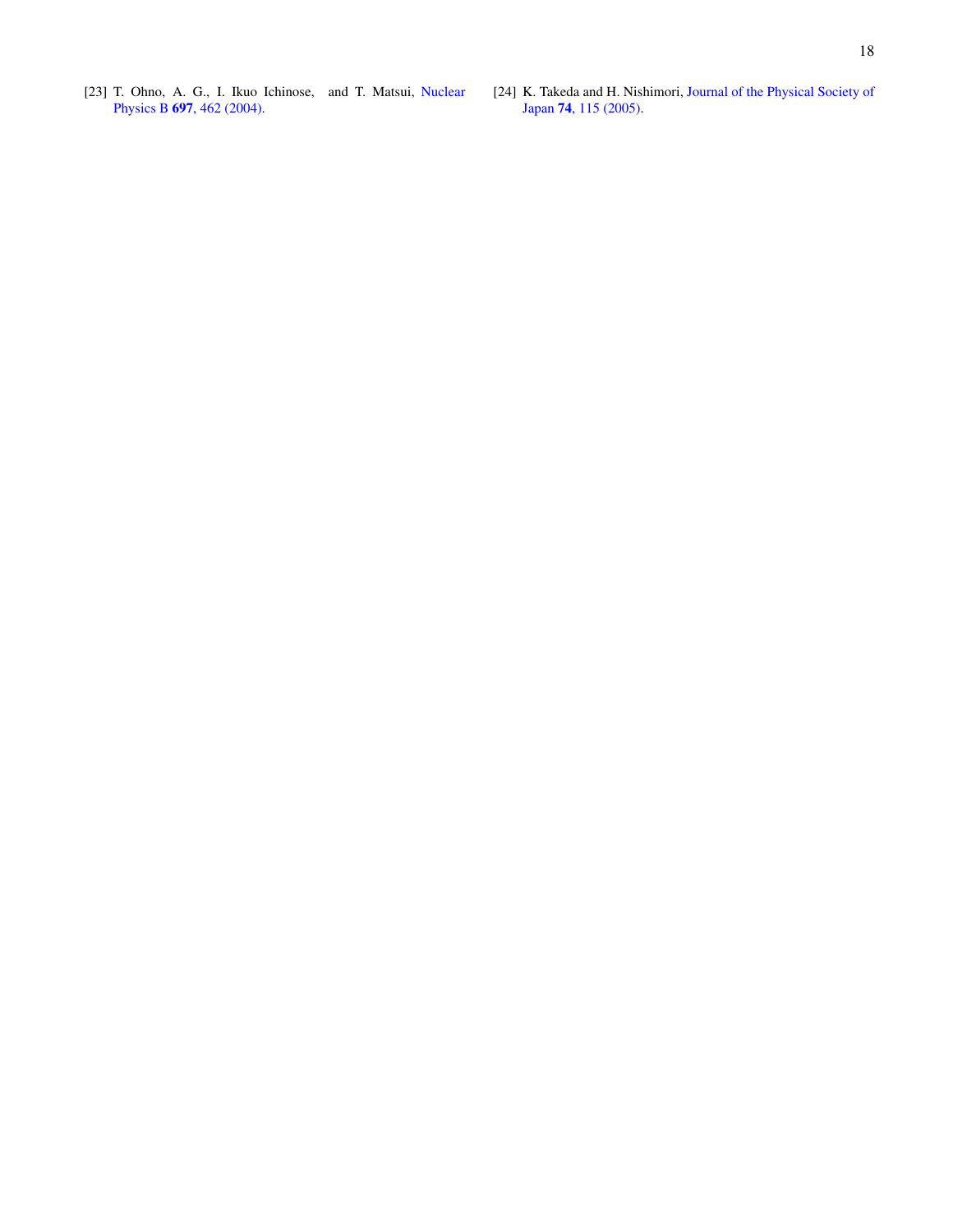[23] T. Ohno, A. G., I. Ikuo Ichinose, and T. Matsui, Nuclear Physics B **697**, 462 (2004).

[24] K. Takeda and H. Nishimori, Journal of the Physical Society of Japan **74**, 115 (2005).